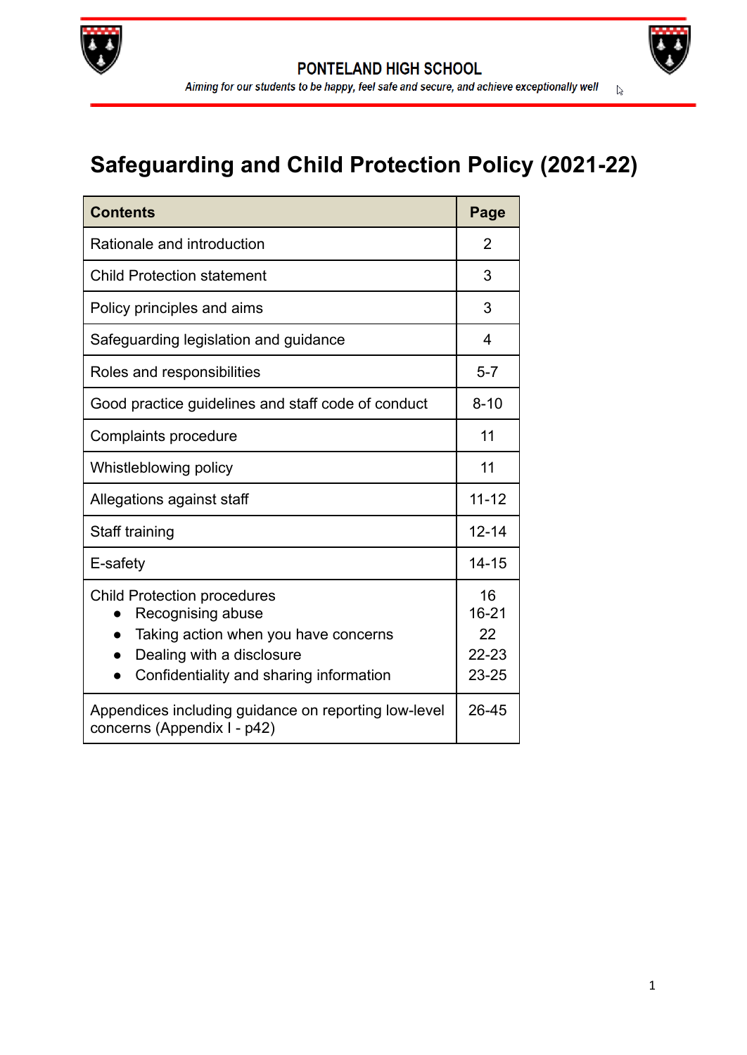**PONTELAND HIGH SCHOOL**

*Aiming for our students to be happy, feel safe and secure, and achieve exceptionally well*

# Safeguarding and Child Protection Policy (2021-22)

| Contents | Page |
|---|---|
| Rationale and introduction | 2 |
| Child Protection statement | 3 |
| Policy principles and aims | 3 |
| Safeguarding legislation and guidance | 4 |
| Roles and responsibilities | 5-7 |
| Good practice guidelines and staff code of conduct | 8-10 |
| Complaints procedure | 11 |
| Whistleblowing policy | 11 |
| Allegations against staff | 11-12 |
| Staff training | 12-14 |
| E-safety | 14-15 |
| Child Protection procedures<br>• Recognising abuse<br>• Taking action when you have concerns<br>• Dealing with a disclosure<br>• Confidentiality and sharing information | 16<br>16-21<br>22<br>22-23<br>23-25 |
| Appendices including guidance on reporting low-level concerns (Appendix I - p42) | 26-45 |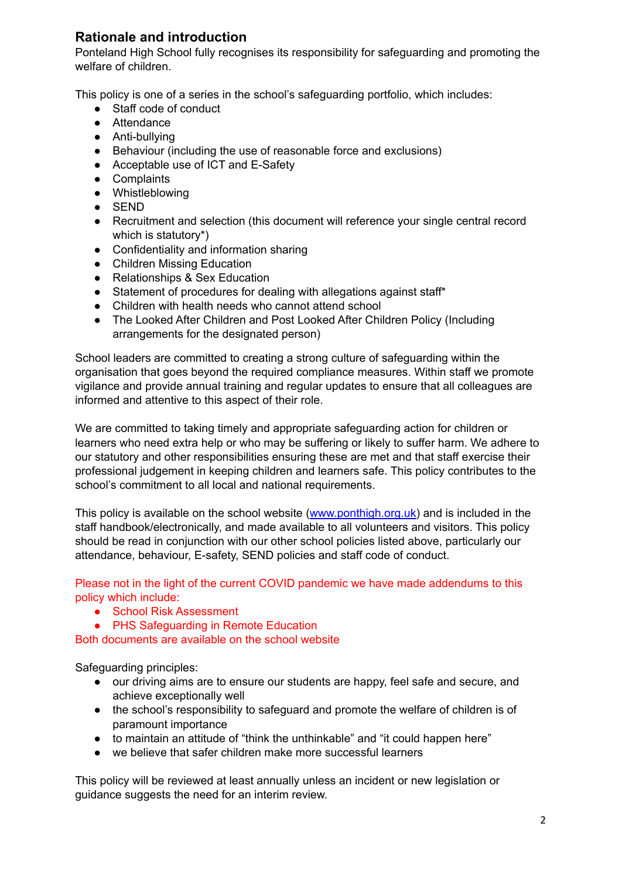## Rationale and introduction

Ponteland High School fully recognises its responsibility for safeguarding and promoting the welfare of children.

This policy is one of a series in the school's safeguarding portfolio, which includes:

- Staff code of conduct
- Attendance
- Anti-bullying
- Behaviour (including the use of reasonable force and exclusions)
- Acceptable use of ICT and E-Safety
- Complaints
- Whistleblowing
- SEND
- Recruitment and selection (this document will reference your single central record which is statutory*)
- Confidentiality and information sharing
- Children Missing Education
- Relationships & Sex Education
- Statement of procedures for dealing with allegations against staff*
- Children with health needs who cannot attend school
- The Looked After Children and Post Looked After Children Policy (Including arrangements for the designated person)

School leaders are committed to creating a strong culture of safeguarding within the organisation that goes beyond the required compliance measures. Within staff we promote vigilance and provide annual training and regular updates to ensure that all colleagues are informed and attentive to this aspect of their role.

We are committed to taking timely and appropriate safeguarding action for children or learners who need extra help or who may be suffering or likely to suffer harm. We adhere to our statutory and other responsibilities ensuring these are met and that staff exercise their professional judgement in keeping children and learners safe. This policy contributes to the school's commitment to all local and national requirements.

This policy is available on the school website ([www.ponthigh.org.uk](http://www.ponthigh.org.uk)) and is included in the staff handbook/electronically, and made available to all volunteers and visitors. This policy should be read in conjunction with our other school policies listed above, particularly our attendance, behaviour, E-safety, SEND policies and staff code of conduct.

Please not in the light of the current COVID pandemic we have made addendums to this policy which include:

- School Risk Assessment
- PHS Safeguarding in Remote Education

Both documents are available on the school website

Safeguarding principles:

- our driving aims are to ensure our students are happy, feel safe and secure, and achieve exceptionally well
- the school's responsibility to safeguard and promote the welfare of children is of paramount importance
- to maintain an attitude of "think the unthinkable" and "it could happen here"
- we believe that safer children make more successful learners

This policy will be reviewed at least annually unless an incident or new legislation or guidance suggests the need for an interim review.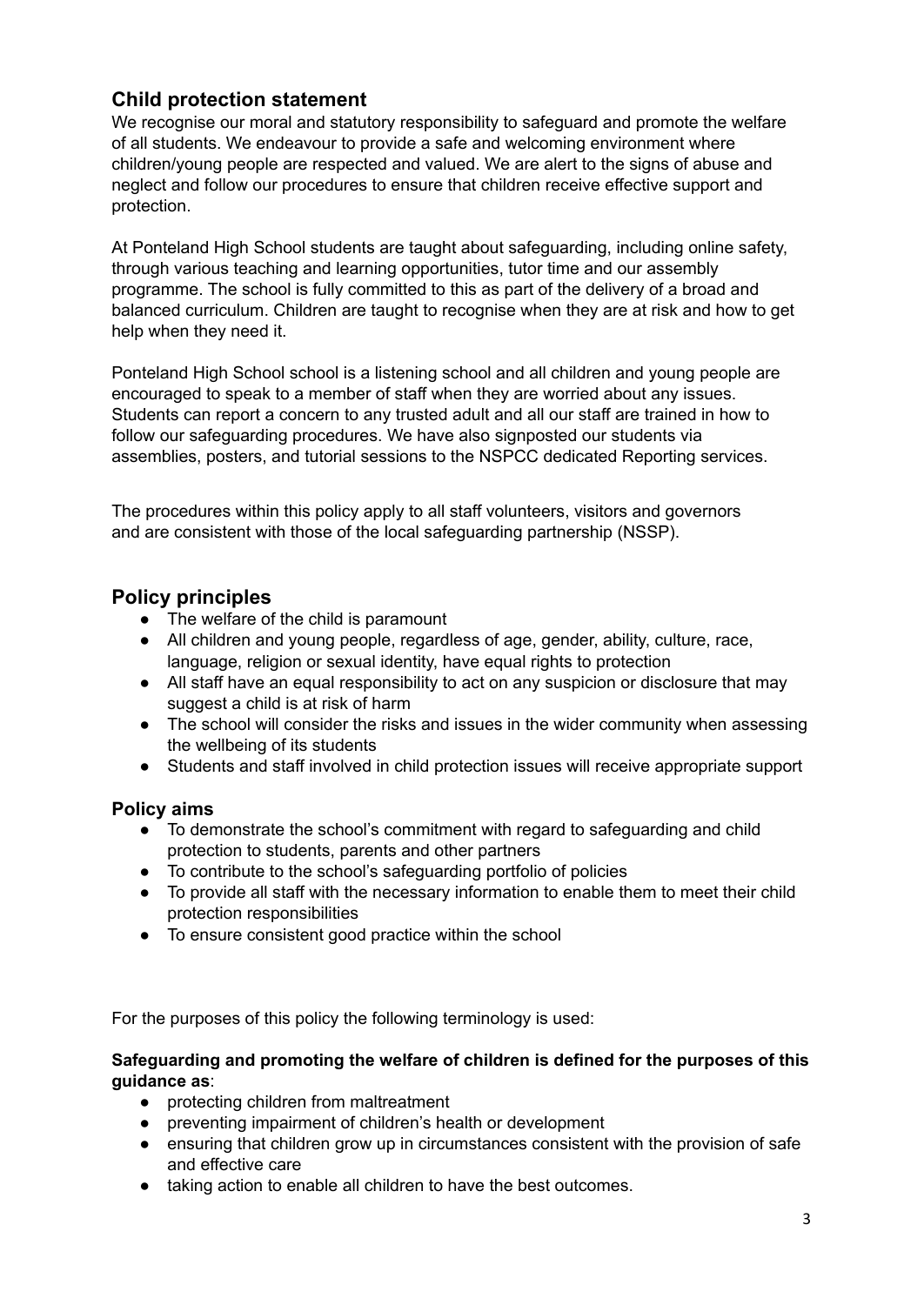## Child protection statement

We recognise our moral and statutory responsibility to safeguard and promote the welfare of all students. We endeavour to provide a safe and welcoming environment where children/young people are respected and valued. We are alert to the signs of abuse and neglect and follow our procedures to ensure that children receive effective support and protection.

At Ponteland High School students are taught about safeguarding, including online safety, through various teaching and learning opportunities, tutor time and our assembly programme. The school is fully committed to this as part of the delivery of a broad and balanced curriculum. Children are taught to recognise when they are at risk and how to get help when they need it.

Ponteland High School school is a listening school and all children and young people are encouraged to speak to a member of staff when they are worried about any issues. Students can report a concern to any trusted adult and all our staff are trained in how to follow our safeguarding procedures. We have also signposted our students via assemblies, posters, and tutorial sessions to the NSPCC dedicated Reporting services.

The procedures within this policy apply to all staff volunteers, visitors and governors and are consistent with those of the local safeguarding partnership (NSSP).

## Policy principles

- The welfare of the child is paramount
- All children and young people, regardless of age, gender, ability, culture, race, language, religion or sexual identity, have equal rights to protection
- All staff have an equal responsibility to act on any suspicion or disclosure that may suggest a child is at risk of harm
- The school will consider the risks and issues in the wider community when assessing the wellbeing of its students
- Students and staff involved in child protection issues will receive appropriate support

### Policy aims

- To demonstrate the school's commitment with regard to safeguarding and child protection to students, parents and other partners
- To contribute to the school's safeguarding portfolio of policies
- To provide all staff with the necessary information to enable them to meet their child protection responsibilities
- To ensure consistent good practice within the school

For the purposes of this policy the following terminology is used:

**Safeguarding and promoting the welfare of children is defined for the purposes of this guidance as**:

- protecting children from maltreatment
- preventing impairment of children's health or development
- ensuring that children grow up in circumstances consistent with the provision of safe and effective care
- taking action to enable all children to have the best outcomes.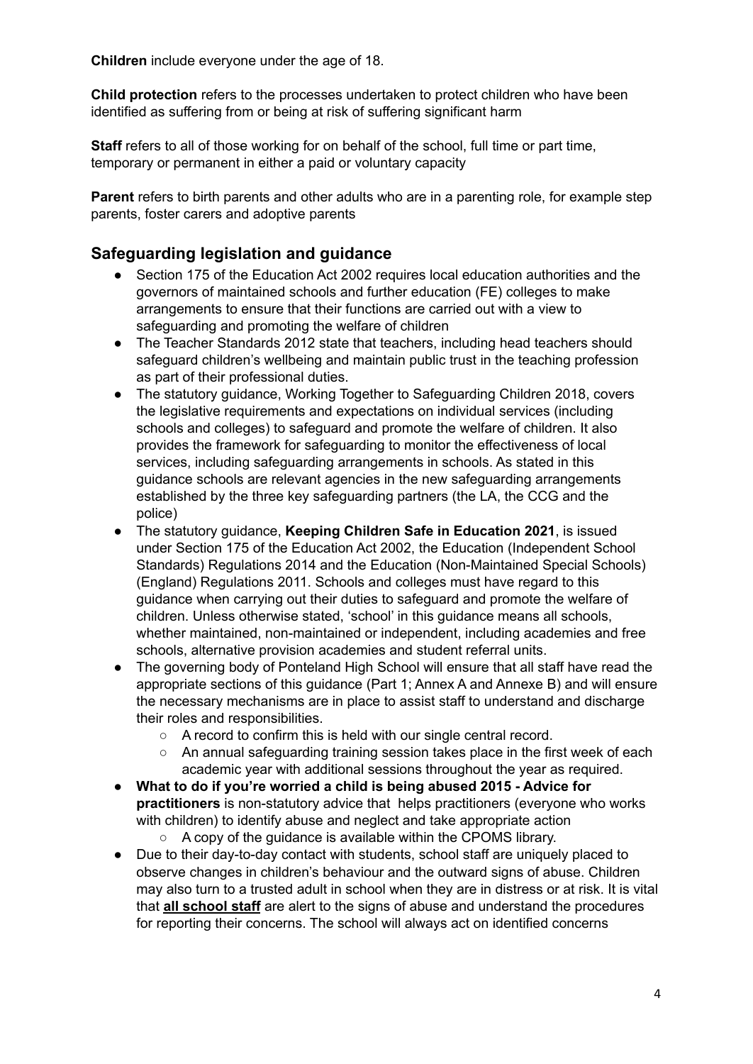**Children** include everyone under the age of 18.

**Child protection** refers to the processes undertaken to protect children who have been identified as suffering from or being at risk of suffering significant harm

**Staff** refers to all of those working for on behalf of the school, full time or part time, temporary or permanent in either a paid or voluntary capacity

**Parent** refers to birth parents and other adults who are in a parenting role, for example step parents, foster carers and adoptive parents

## Safeguarding legislation and guidance

- Section 175 of the Education Act 2002 requires local education authorities and the governors of maintained schools and further education (FE) colleges to make arrangements to ensure that their functions are carried out with a view to safeguarding and promoting the welfare of children
- The Teacher Standards 2012 state that teachers, including head teachers should safeguard children's wellbeing and maintain public trust in the teaching profession as part of their professional duties.
- The statutory guidance, Working Together to Safeguarding Children 2018, covers the legislative requirements and expectations on individual services (including schools and colleges) to safeguard and promote the welfare of children. It also provides the framework for safeguarding to monitor the effectiveness of local services, including safeguarding arrangements in schools. As stated in this guidance schools are relevant agencies in the new safeguarding arrangements established by the three key safeguarding partners (the LA, the CCG and the police)
- The statutory guidance, **Keeping Children Safe in Education 2021**, is issued under Section 175 of the Education Act 2002, the Education (Independent School Standards) Regulations 2014 and the Education (Non-Maintained Special Schools) (England) Regulations 2011. Schools and colleges must have regard to this guidance when carrying out their duties to safeguard and promote the welfare of children. Unless otherwise stated, 'school' in this guidance means all schools, whether maintained, non-maintained or independent, including academies and free schools, alternative provision academies and student referral units.
- The governing body of Ponteland High School will ensure that all staff have read the appropriate sections of this guidance (Part 1; Annex A and Annexe B) and will ensure the necessary mechanisms are in place to assist staff to understand and discharge their roles and responsibilities.
  - A record to confirm this is held with our single central record.
  - An annual safeguarding training session takes place in the first week of each academic year with additional sessions throughout the year as required.
- **What to do if you're worried a child is being abused 2015 - Advice for practitioners** is non-statutory advice that helps practitioners (everyone who works with children) to identify abuse and neglect and take appropriate action
  - A copy of the guidance is available within the CPOMS library.
- Due to their day-to-day contact with students, school staff are uniquely placed to observe changes in children's behaviour and the outward signs of abuse. Children may also turn to a trusted adult in school when they are in distress or at risk. It is vital that **<u>all school staff</u>** are alert to the signs of abuse and understand the procedures for reporting their concerns. The school will always act on identified concerns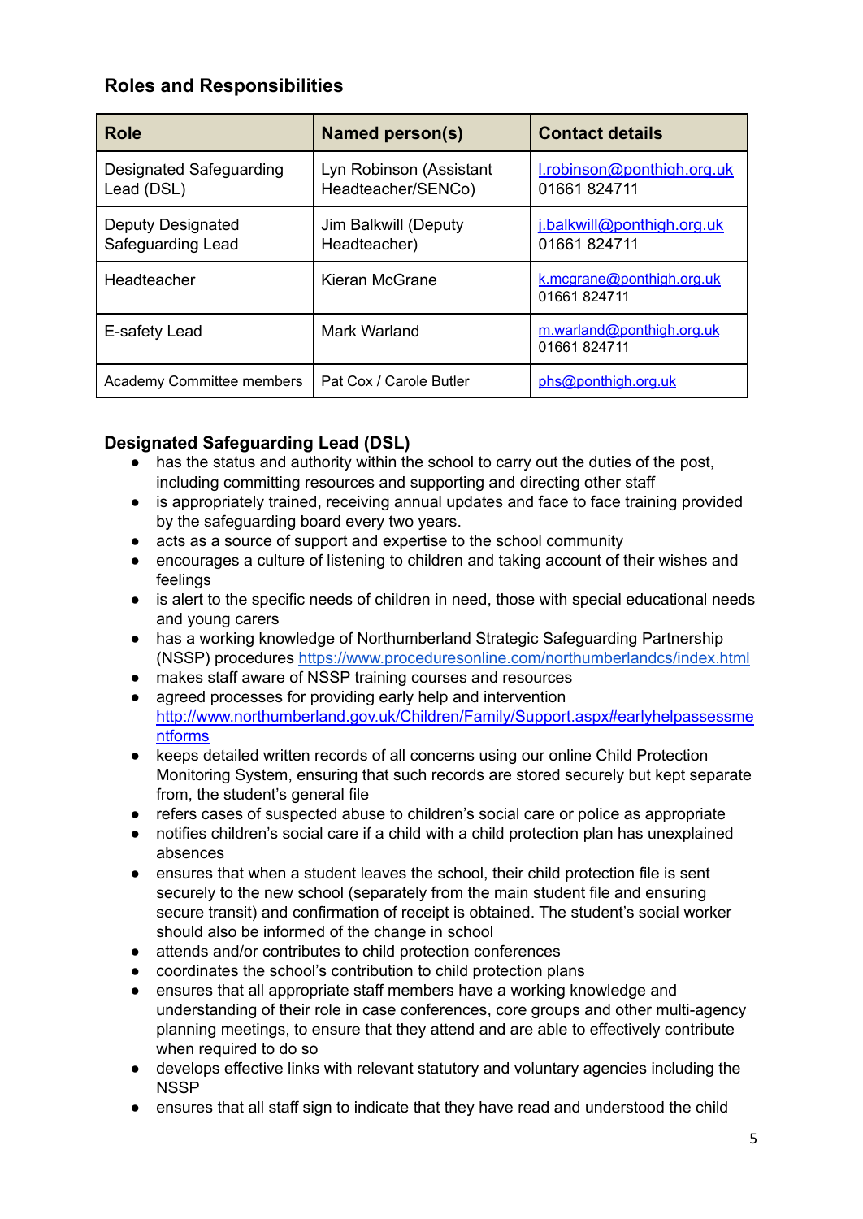## Roles and Responsibilities

| Role | Named person(s) | Contact details |
|---|---|---|
| Designated Safeguarding Lead (DSL) | Lyn Robinson (Assistant Headteacher/SENCo) | l.robinson@ponthigh.org.uk 01661 824711 |
| Deputy Designated Safeguarding Lead | Jim Balkwill (Deputy Headteacher) | j.balkwill@ponthigh.org.uk 01661 824711 |
| Headteacher | Kieran McGrane | k.mcgrane@ponthigh.org.uk 01661 824711 |
| E-safety Lead | Mark Warland | m.warland@ponthigh.org.uk 01661 824711 |
| Academy Committee members | Pat Cox / Carole Butler | phs@ponthigh.org.uk |

### Designated Safeguarding Lead (DSL)

- has the status and authority within the school to carry out the duties of the post, including committing resources and supporting and directing other staff
- is appropriately trained, receiving annual updates and face to face training provided by the safeguarding board every two years.
- acts as a source of support and expertise to the school community
- encourages a culture of listening to children and taking account of their wishes and feelings
- is alert to the specific needs of children in need, those with special educational needs and young carers
- has a working knowledge of Northumberland Strategic Safeguarding Partnership (NSSP) procedures https://www.proceduresonline.com/northumberlandcs/index.html
- makes staff aware of NSSP training courses and resources
- agreed processes for providing early help and intervention http://www.northumberland.gov.uk/Children/Family/Support.aspx#earlyhelpassessmentforms
- keeps detailed written records of all concerns using our online Child Protection Monitoring System, ensuring that such records are stored securely but kept separate from, the student's general file
- refers cases of suspected abuse to children's social care or police as appropriate
- notifies children's social care if a child with a child protection plan has unexplained absences
- ensures that when a student leaves the school, their child protection file is sent securely to the new school (separately from the main student file and ensuring secure transit) and confirmation of receipt is obtained. The student's social worker should also be informed of the change in school
- attends and/or contributes to child protection conferences
- coordinates the school's contribution to child protection plans
- ensures that all appropriate staff members have a working knowledge and understanding of their role in case conferences, core groups and other multi-agency planning meetings, to ensure that they attend and are able to effectively contribute when required to do so
- develops effective links with relevant statutory and voluntary agencies including the NSSP
- ensures that all staff sign to indicate that they have read and understood the child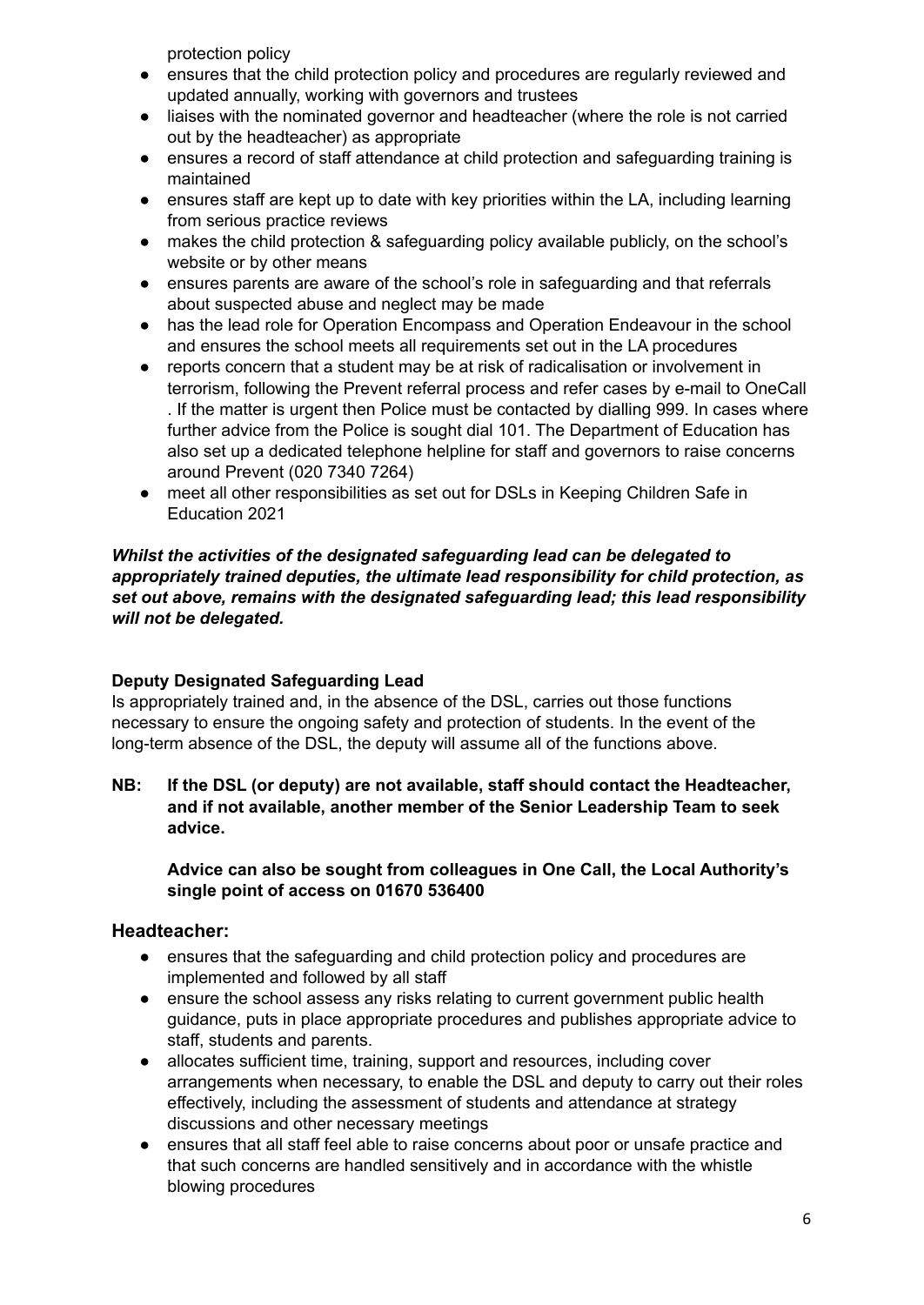protection policy

- ensures that the child protection policy and procedures are regularly reviewed and updated annually, working with governors and trustees
- liaises with the nominated governor and headteacher (where the role is not carried out by the headteacher) as appropriate
- ensures a record of staff attendance at child protection and safeguarding training is maintained
- ensures staff are kept up to date with key priorities within the LA, including learning from serious practice reviews
- makes the child protection & safeguarding policy available publicly, on the school's website or by other means
- ensures parents are aware of the school's role in safeguarding and that referrals about suspected abuse and neglect may be made
- has the lead role for Operation Encompass and Operation Endeavour in the school and ensures the school meets all requirements set out in the LA procedures
- reports concern that a student may be at risk of radicalisation or involvement in terrorism, following the Prevent referral process and refer cases by e-mail to OneCall . If the matter is urgent then Police must be contacted by dialling 999. In cases where further advice from the Police is sought dial 101. The Department of Education has also set up a dedicated telephone helpline for staff and governors to raise concerns around Prevent (020 7340 7264)
- meet all other responsibilities as set out for DSLs in Keeping Children Safe in Education 2021

***Whilst the activities of the designated safeguarding lead can be delegated to appropriately trained deputies, the ultimate lead responsibility for child protection, as set out above, remains with the designated safeguarding lead; this lead responsibility will not be delegated.***

**Deputy Designated Safeguarding Lead**

Is appropriately trained and, in the absence of the DSL, carries out those functions necessary to ensure the ongoing safety and protection of students. In the event of the long-term absence of the DSL, the deputy will assume all of the functions above.

**NB: If the DSL (or deputy) are not available, staff should contact the Headteacher, and if not available, another member of the Senior Leadership Team to seek advice.**

**Advice can also be sought from colleagues in One Call, the Local Authority's single point of access on 01670 536400**

## Headteacher:

- ensures that the safeguarding and child protection policy and procedures are implemented and followed by all staff
- ensure the school assess any risks relating to current government public health guidance, puts in place appropriate procedures and publishes appropriate advice to staff, students and parents.
- allocates sufficient time, training, support and resources, including cover arrangements when necessary, to enable the DSL and deputy to carry out their roles effectively, including the assessment of students and attendance at strategy discussions and other necessary meetings
- ensures that all staff feel able to raise concerns about poor or unsafe practice and that such concerns are handled sensitively and in accordance with the whistle blowing procedures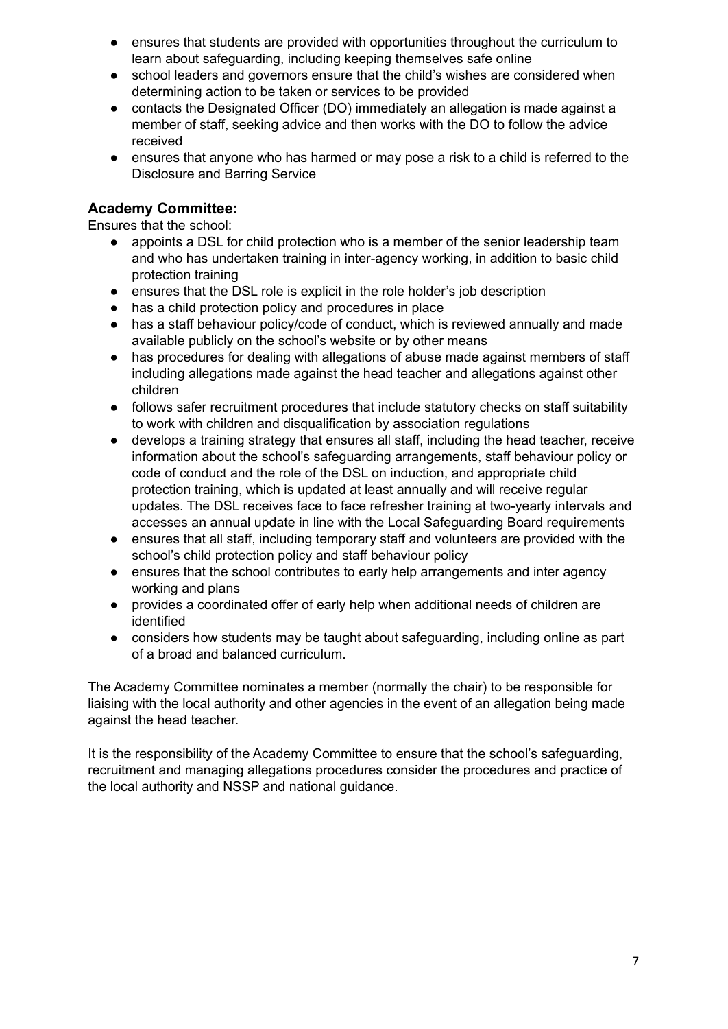- ensures that students are provided with opportunities throughout the curriculum to learn about safeguarding, including keeping themselves safe online
- school leaders and governors ensure that the child's wishes are considered when determining action to be taken or services to be provided
- contacts the Designated Officer (DO) immediately an allegation is made against a member of staff, seeking advice and then works with the DO to follow the advice received
- ensures that anyone who has harmed or may pose a risk to a child is referred to the Disclosure and Barring Service

### Academy Committee:

Ensures that the school:

- appoints a DSL for child protection who is a member of the senior leadership team and who has undertaken training in inter-agency working, in addition to basic child protection training
- ensures that the DSL role is explicit in the role holder's job description
- has a child protection policy and procedures in place
- has a staff behaviour policy/code of conduct, which is reviewed annually and made available publicly on the school's website or by other means
- has procedures for dealing with allegations of abuse made against members of staff including allegations made against the head teacher and allegations against other children
- follows safer recruitment procedures that include statutory checks on staff suitability to work with children and disqualification by association regulations
- develops a training strategy that ensures all staff, including the head teacher, receive information about the school's safeguarding arrangements, staff behaviour policy or code of conduct and the role of the DSL on induction, and appropriate child protection training, which is updated at least annually and will receive regular updates. The DSL receives face to face refresher training at two-yearly intervals and accesses an annual update in line with the Local Safeguarding Board requirements
- ensures that all staff, including temporary staff and volunteers are provided with the school's child protection policy and staff behaviour policy
- ensures that the school contributes to early help arrangements and inter agency working and plans
- provides a coordinated offer of early help when additional needs of children are identified
- considers how students may be taught about safeguarding, including online as part of a broad and balanced curriculum.

The Academy Committee nominates a member (normally the chair) to be responsible for liaising with the local authority and other agencies in the event of an allegation being made against the head teacher.

It is the responsibility of the Academy Committee to ensure that the school's safeguarding, recruitment and managing allegations procedures consider the procedures and practice of the local authority and NSSP and national guidance.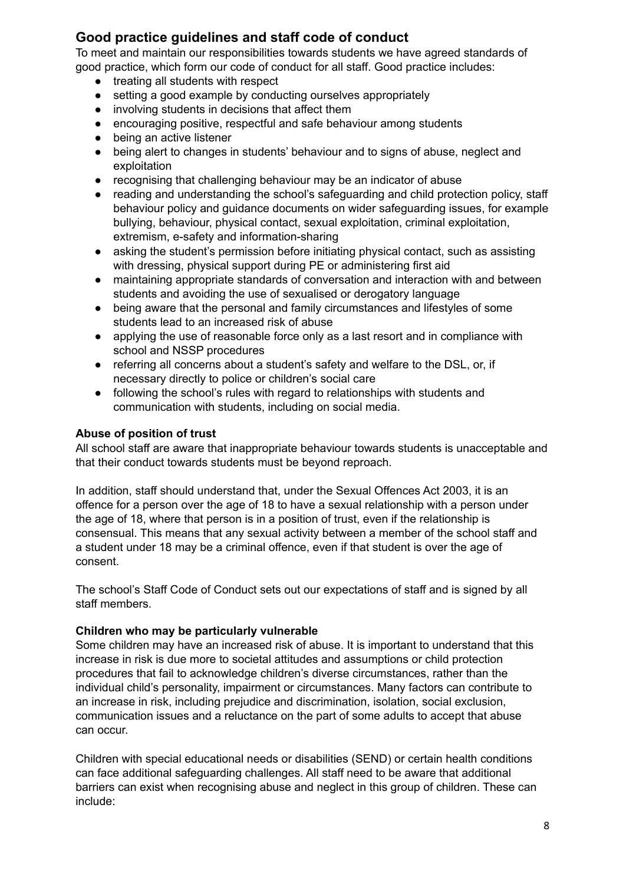## Good practice guidelines and staff code of conduct

To meet and maintain our responsibilities towards students we have agreed standards of good practice, which form our code of conduct for all staff. Good practice includes:

- treating all students with respect
- setting a good example by conducting ourselves appropriately
- involving students in decisions that affect them
- encouraging positive, respectful and safe behaviour among students
- being an active listener
- being alert to changes in students' behaviour and to signs of abuse, neglect and exploitation
- recognising that challenging behaviour may be an indicator of abuse
- reading and understanding the school's safeguarding and child protection policy, staff behaviour policy and guidance documents on wider safeguarding issues, for example bullying, behaviour, physical contact, sexual exploitation, criminal exploitation, extremism, e-safety and information-sharing
- asking the student's permission before initiating physical contact, such as assisting with dressing, physical support during PE or administering first aid
- maintaining appropriate standards of conversation and interaction with and between students and avoiding the use of sexualised or derogatory language
- being aware that the personal and family circumstances and lifestyles of some students lead to an increased risk of abuse
- applying the use of reasonable force only as a last resort and in compliance with school and NSSP procedures
- referring all concerns about a student's safety and welfare to the DSL, or, if necessary directly to police or children's social care
- following the school's rules with regard to relationships with students and communication with students, including on social media.

### Abuse of position of trust

All school staff are aware that inappropriate behaviour towards students is unacceptable and that their conduct towards students must be beyond reproach.

In addition, staff should understand that, under the Sexual Offences Act 2003, it is an offence for a person over the age of 18 to have a sexual relationship with a person under the age of 18, where that person is in a position of trust, even if the relationship is consensual. This means that any sexual activity between a member of the school staff and a student under 18 may be a criminal offence, even if that student is over the age of consent.

The school's Staff Code of Conduct sets out our expectations of staff and is signed by all staff members.

### Children who may be particularly vulnerable

Some children may have an increased risk of abuse. It is important to understand that this increase in risk is due more to societal attitudes and assumptions or child protection procedures that fail to acknowledge children's diverse circumstances, rather than the individual child's personality, impairment or circumstances. Many factors can contribute to an increase in risk, including prejudice and discrimination, isolation, social exclusion, communication issues and a reluctance on the part of some adults to accept that abuse can occur.

Children with special educational needs or disabilities (SEND) or certain health conditions can face additional safeguarding challenges. All staff need to be aware that additional barriers can exist when recognising abuse and neglect in this group of children. These can include: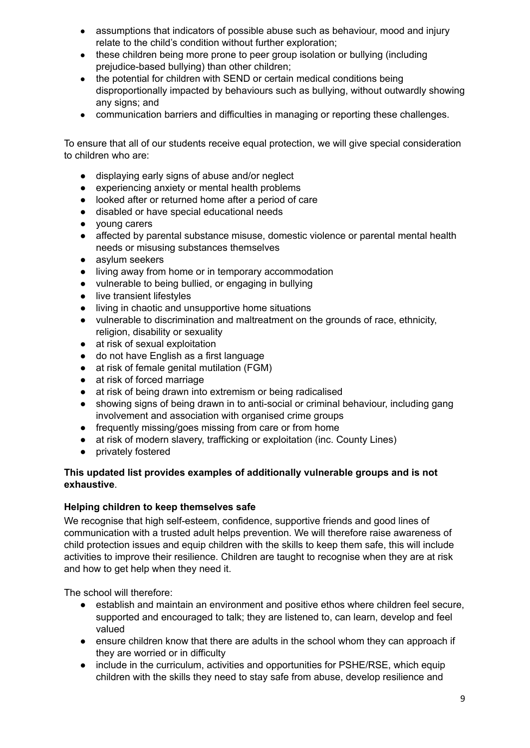- assumptions that indicators of possible abuse such as behaviour, mood and injury relate to the child's condition without further exploration;
- these children being more prone to peer group isolation or bullying (including prejudice-based bullying) than other children;
- the potential for children with SEND or certain medical conditions being disproportionally impacted by behaviours such as bullying, without outwardly showing any signs; and
- communication barriers and difficulties in managing or reporting these challenges.

To ensure that all of our students receive equal protection, we will give special consideration to children who are:

- displaying early signs of abuse and/or neglect
- experiencing anxiety or mental health problems
- looked after or returned home after a period of care
- disabled or have special educational needs
- young carers
- affected by parental substance misuse, domestic violence or parental mental health needs or misusing substances themselves
- asylum seekers
- living away from home or in temporary accommodation
- vulnerable to being bullied, or engaging in bullying
- live transient lifestyles
- living in chaotic and unsupportive home situations
- vulnerable to discrimination and maltreatment on the grounds of race, ethnicity, religion, disability or sexuality
- at risk of sexual exploitation
- do not have English as a first language
- at risk of female genital mutilation (FGM)
- at risk of forced marriage
- at risk of being drawn into extremism or being radicalised
- showing signs of being drawn in to anti-social or criminal behaviour, including gang involvement and association with organised crime groups
- frequently missing/goes missing from care or from home
- at risk of modern slavery, trafficking or exploitation (inc. County Lines)
- privately fostered

**This updated list provides examples of additionally vulnerable groups and is not exhaustive**.

**Helping children to keep themselves safe**

We recognise that high self-esteem, confidence, supportive friends and good lines of communication with a trusted adult helps prevention. We will therefore raise awareness of child protection issues and equip children with the skills to keep them safe, this will include activities to improve their resilience. Children are taught to recognise when they are at risk and how to get help when they need it.

The school will therefore:

- establish and maintain an environment and positive ethos where children feel secure, supported and encouraged to talk; they are listened to, can learn, develop and feel valued
- ensure children know that there are adults in the school whom they can approach if they are worried or in difficulty
- include in the curriculum, activities and opportunities for PSHE/RSE, which equip children with the skills they need to stay safe from abuse, develop resilience and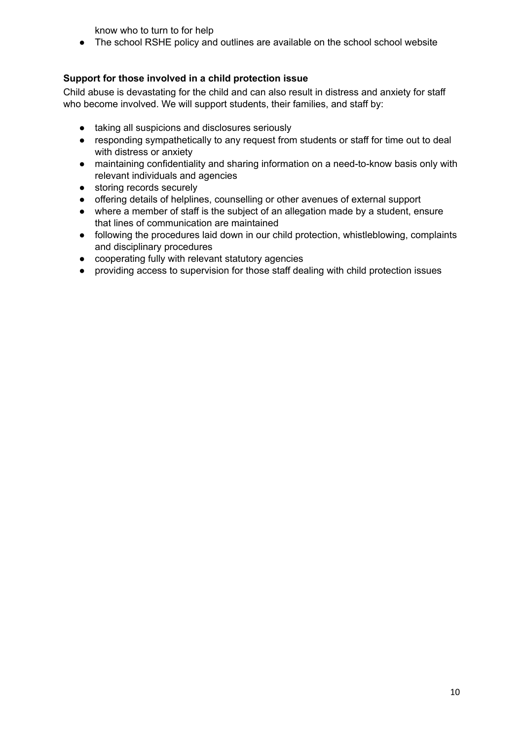know who to turn to for help

- The school RSHE policy and outlines are available on the school school website

**Support for those involved in a child protection issue**

Child abuse is devastating for the child and can also result in distress and anxiety for staff who become involved. We will support students, their families, and staff by:

- taking all suspicions and disclosures seriously
- responding sympathetically to any request from students or staff for time out to deal with distress or anxiety
- maintaining confidentiality and sharing information on a need-to-know basis only with relevant individuals and agencies
- storing records securely
- offering details of helplines, counselling or other avenues of external support
- where a member of staff is the subject of an allegation made by a student, ensure that lines of communication are maintained
- following the procedures laid down in our child protection, whistleblowing, complaints and disciplinary procedures
- cooperating fully with relevant statutory agencies
- providing access to supervision for those staff dealing with child protection issues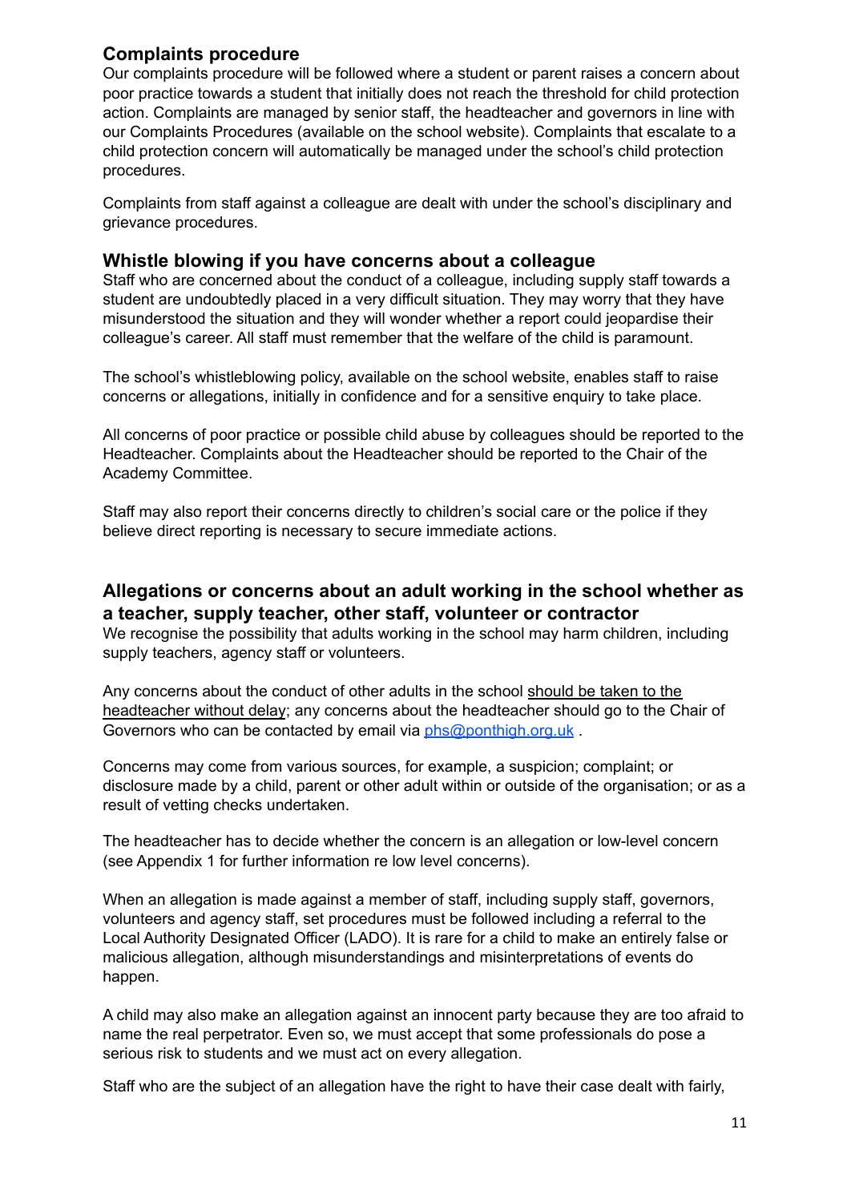## Complaints procedure

Our complaints procedure will be followed where a student or parent raises a concern about poor practice towards a student that initially does not reach the threshold for child protection action. Complaints are managed by senior staff, the headteacher and governors in line with our Complaints Procedures (available on the school website). Complaints that escalate to a child protection concern will automatically be managed under the school's child protection procedures.

Complaints from staff against a colleague are dealt with under the school's disciplinary and grievance procedures.

## Whistle blowing if you have concerns about a colleague

Staff who are concerned about the conduct of a colleague, including supply staff towards a student are undoubtedly placed in a very difficult situation. They may worry that they have misunderstood the situation and they will wonder whether a report could jeopardise their colleague's career. All staff must remember that the welfare of the child is paramount.

The school's whistleblowing policy, available on the school website, enables staff to raise concerns or allegations, initially in confidence and for a sensitive enquiry to take place.

All concerns of poor practice or possible child abuse by colleagues should be reported to the Headteacher. Complaints about the Headteacher should be reported to the Chair of the Academy Committee.

Staff may also report their concerns directly to children's social care or the police if they believe direct reporting is necessary to secure immediate actions.

## Allegations or concerns about an adult working in the school whether as a teacher, supply teacher, other staff, volunteer or contractor

We recognise the possibility that adults working in the school may harm children, including supply teachers, agency staff or volunteers.

Any concerns about the conduct of other adults in the school should be taken to the headteacher without delay; any concerns about the headteacher should go to the Chair of Governors who can be contacted by email via [phs@ponthigh.org.uk](mailto:phs@ponthigh.org.uk) .

Concerns may come from various sources, for example, a suspicion; complaint; or disclosure made by a child, parent or other adult within or outside of the organisation; or as a result of vetting checks undertaken.

The headteacher has to decide whether the concern is an allegation or low-level concern (see Appendix 1 for further information re low level concerns).

When an allegation is made against a member of staff, including supply staff, governors, volunteers and agency staff, set procedures must be followed including a referral to the Local Authority Designated Officer (LADO). It is rare for a child to make an entirely false or malicious allegation, although misunderstandings and misinterpretations of events do happen.

A child may also make an allegation against an innocent party because they are too afraid to name the real perpetrator. Even so, we must accept that some professionals do pose a serious risk to students and we must act on every allegation.

Staff who are the subject of an allegation have the right to have their case dealt with fairly,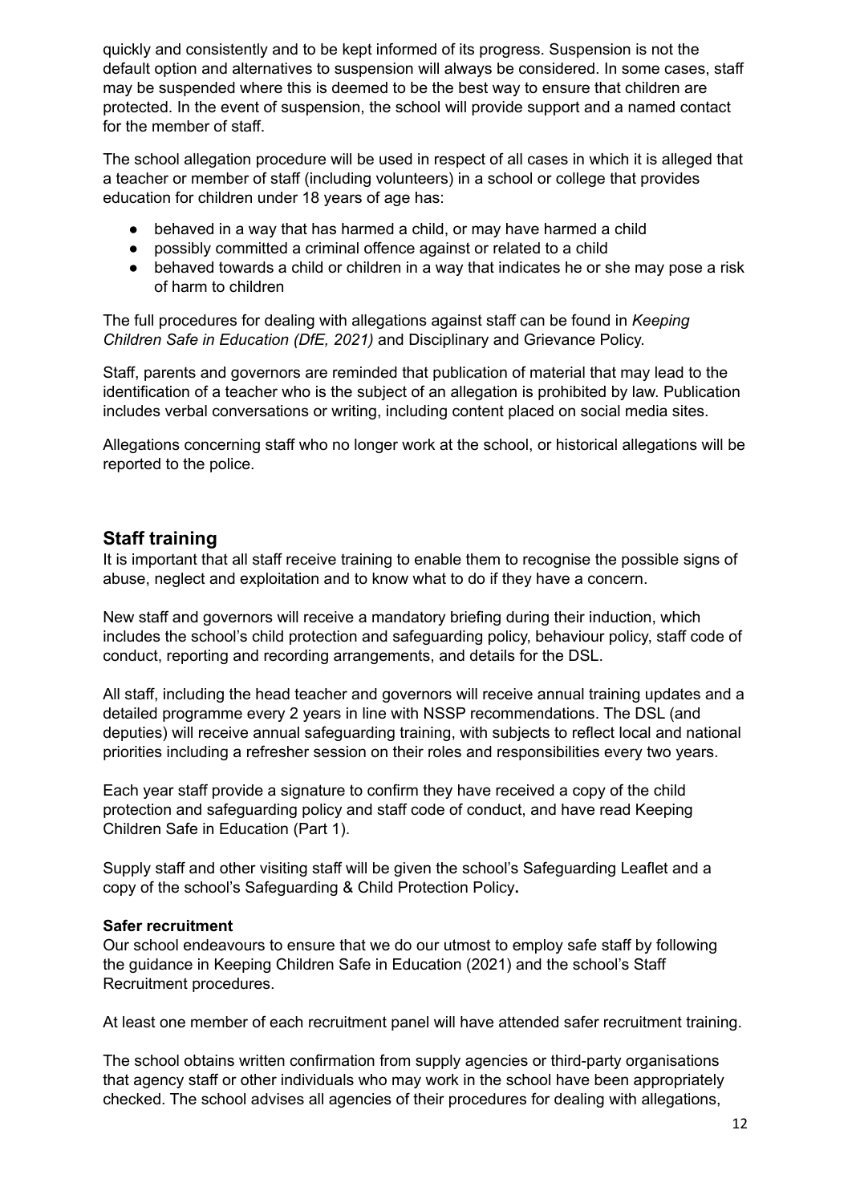quickly and consistently and to be kept informed of its progress. Suspension is not the default option and alternatives to suspension will always be considered. In some cases, staff may be suspended where this is deemed to be the best way to ensure that children are protected. In the event of suspension, the school will provide support and a named contact for the member of staff.

The school allegation procedure will be used in respect of all cases in which it is alleged that a teacher or member of staff (including volunteers) in a school or college that provides education for children under 18 years of age has:

- behaved in a way that has harmed a child, or may have harmed a child
- possibly committed a criminal offence against or related to a child
- behaved towards a child or children in a way that indicates he or she may pose a risk of harm to children

The full procedures for dealing with allegations against staff can be found in *Keeping Children Safe in Education (DfE, 2021)* and Disciplinary and Grievance Policy.

Staff, parents and governors are reminded that publication of material that may lead to the identification of a teacher who is the subject of an allegation is prohibited by law. Publication includes verbal conversations or writing, including content placed on social media sites.

Allegations concerning staff who no longer work at the school, or historical allegations will be reported to the police.

## Staff training

It is important that all staff receive training to enable them to recognise the possible signs of abuse, neglect and exploitation and to know what to do if they have a concern.

New staff and governors will receive a mandatory briefing during their induction, which includes the school's child protection and safeguarding policy, behaviour policy, staff code of conduct, reporting and recording arrangements, and details for the DSL.

All staff, including the head teacher and governors will receive annual training updates and a detailed programme every 2 years in line with NSSP recommendations. The DSL (and deputies) will receive annual safeguarding training, with subjects to reflect local and national priorities including a refresher session on their roles and responsibilities every two years.

Each year staff provide a signature to confirm they have received a copy of the child protection and safeguarding policy and staff code of conduct, and have read Keeping Children Safe in Education (Part 1).

Supply staff and other visiting staff will be given the school's Safeguarding Leaflet and a copy of the school's Safeguarding & Child Protection Policy**.**

**Safer recruitment**

Our school endeavours to ensure that we do our utmost to employ safe staff by following the guidance in Keeping Children Safe in Education (2021) and the school's Staff Recruitment procedures.

At least one member of each recruitment panel will have attended safer recruitment training.

The school obtains written confirmation from supply agencies or third-party organisations that agency staff or other individuals who may work in the school have been appropriately checked. The school advises all agencies of their procedures for dealing with allegations,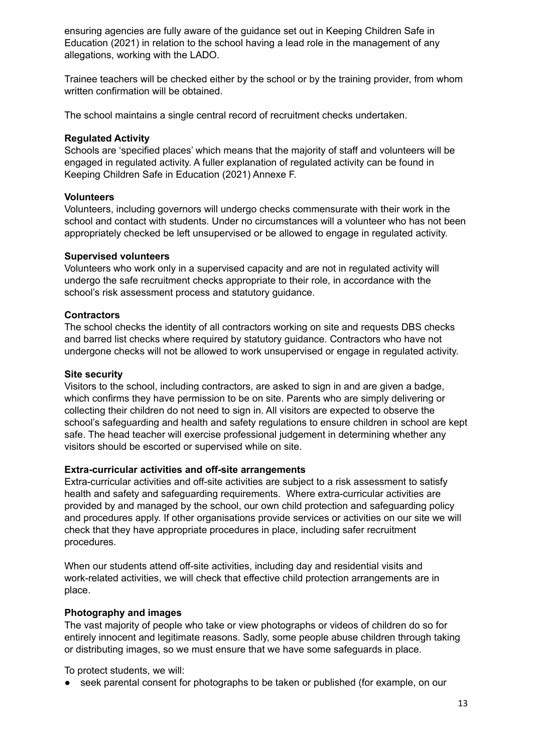ensuring agencies are fully aware of the guidance set out in Keeping Children Safe in Education (2021) in relation to the school having a lead role in the management of any allegations, working with the LADO.

Trainee teachers will be checked either by the school or by the training provider, from whom written confirmation will be obtained.

The school maintains a single central record of recruitment checks undertaken.

**Regulated Activity**

Schools are 'specified places' which means that the majority of staff and volunteers will be engaged in regulated activity. A fuller explanation of regulated activity can be found in Keeping Children Safe in Education (2021) Annexe F.

**Volunteers**

Volunteers, including governors will undergo checks commensurate with their work in the school and contact with students. Under no circumstances will a volunteer who has not been appropriately checked be left unsupervised or be allowed to engage in regulated activity.

**Supervised volunteers**

Volunteers who work only in a supervised capacity and are not in regulated activity will undergo the safe recruitment checks appropriate to their role, in accordance with the school's risk assessment process and statutory guidance.

**Contractors**

The school checks the identity of all contractors working on site and requests DBS checks and barred list checks where required by statutory guidance. Contractors who have not undergone checks will not be allowed to work unsupervised or engage in regulated activity.

**Site security**

Visitors to the school, including contractors, are asked to sign in and are given a badge, which confirms they have permission to be on site. Parents who are simply delivering or collecting their children do not need to sign in. All visitors are expected to observe the school's safeguarding and health and safety regulations to ensure children in school are kept safe. The head teacher will exercise professional judgement in determining whether any visitors should be escorted or supervised while on site.

**Extra-curricular activities and off-site arrangements**

Extra-curricular activities and off-site activities are subject to a risk assessment to satisfy health and safety and safeguarding requirements. Where extra-curricular activities are provided by and managed by the school, our own child protection and safeguarding policy and procedures apply. If other organisations provide services or activities on our site we will check that they have appropriate procedures in place, including safer recruitment procedures.

When our students attend off-site activities, including day and residential visits and work-related activities, we will check that effective child protection arrangements are in place.

**Photography and images**

The vast majority of people who take or view photographs or videos of children do so for entirely innocent and legitimate reasons. Sadly, some people abuse children through taking or distributing images, so we must ensure that we have some safeguards in place.

To protect students, we will:

- seek parental consent for photographs to be taken or published (for example, on our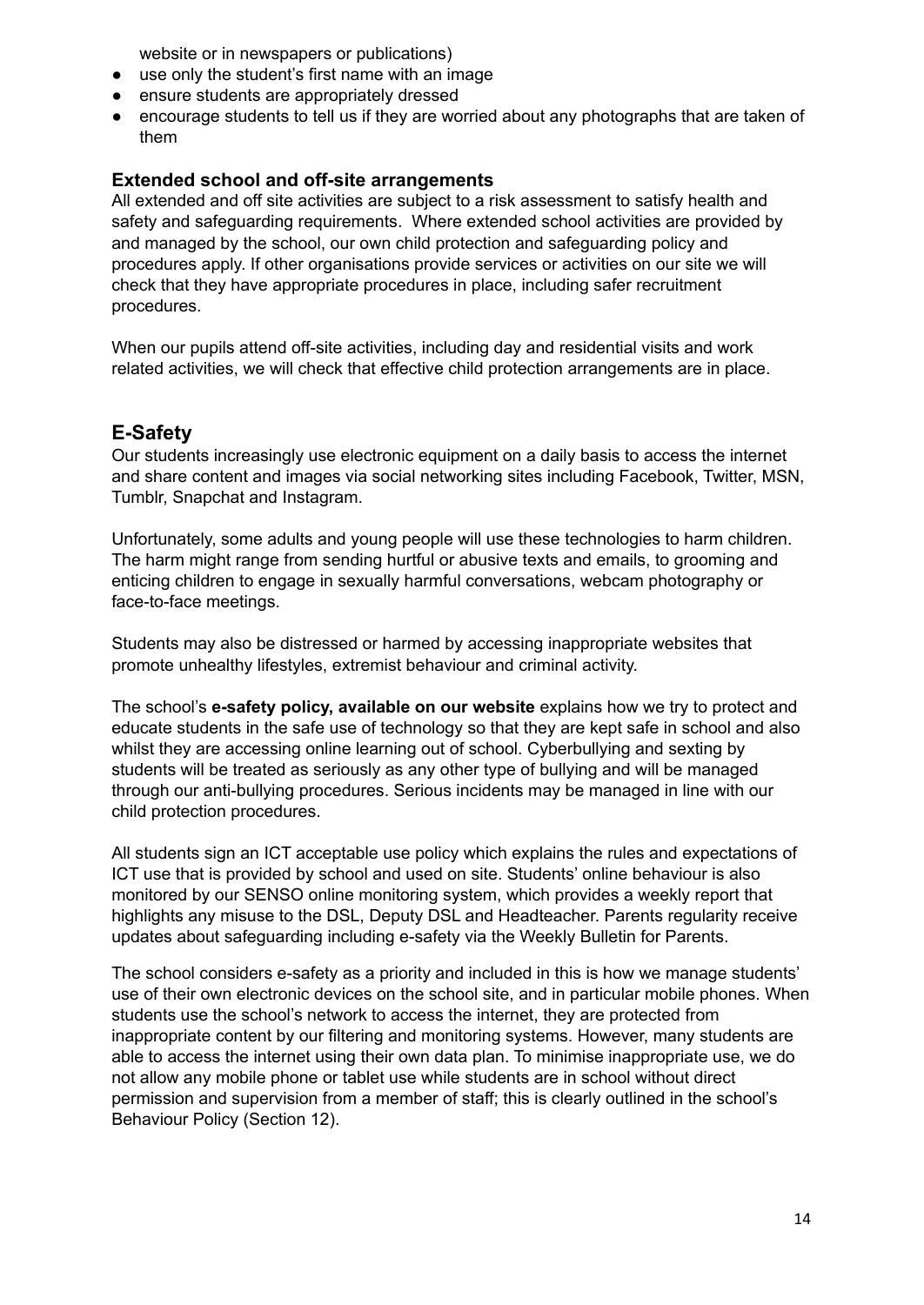website or in newspapers or publications)

- use only the student's first name with an image
- ensure students are appropriately dressed
- encourage students to tell us if they are worried about any photographs that are taken of them

### Extended school and off-site arrangements

All extended and off site activities are subject to a risk assessment to satisfy health and safety and safeguarding requirements. Where extended school activities are provided by and managed by the school, our own child protection and safeguarding policy and procedures apply. If other organisations provide services or activities on our site we will check that they have appropriate procedures in place, including safer recruitment procedures.

When our pupils attend off-site activities, including day and residential visits and work related activities, we will check that effective child protection arrangements are in place.

## E-Safety

Our students increasingly use electronic equipment on a daily basis to access the internet and share content and images via social networking sites including Facebook, Twitter, MSN, Tumblr, Snapchat and Instagram.

Unfortunately, some adults and young people will use these technologies to harm children. The harm might range from sending hurtful or abusive texts and emails, to grooming and enticing children to engage in sexually harmful conversations, webcam photography or face-to-face meetings.

Students may also be distressed or harmed by accessing inappropriate websites that promote unhealthy lifestyles, extremist behaviour and criminal activity.

The school's **e-safety policy, available on our website** explains how we try to protect and educate students in the safe use of technology so that they are kept safe in school and also whilst they are accessing online learning out of school. Cyberbullying and sexting by students will be treated as seriously as any other type of bullying and will be managed through our anti-bullying procedures. Serious incidents may be managed in line with our child protection procedures.

All students sign an ICT acceptable use policy which explains the rules and expectations of ICT use that is provided by school and used on site. Students' online behaviour is also monitored by our SENSO online monitoring system, which provides a weekly report that highlights any misuse to the DSL, Deputy DSL and Headteacher. Parents regularity receive updates about safeguarding including e-safety via the Weekly Bulletin for Parents.

The school considers e-safety as a priority and included in this is how we manage students' use of their own electronic devices on the school site, and in particular mobile phones. When students use the school's network to access the internet, they are protected from inappropriate content by our filtering and monitoring systems. However, many students are able to access the internet using their own data plan. To minimise inappropriate use, we do not allow any mobile phone or tablet use while students are in school without direct permission and supervision from a member of staff; this is clearly outlined in the school's Behaviour Policy (Section 12).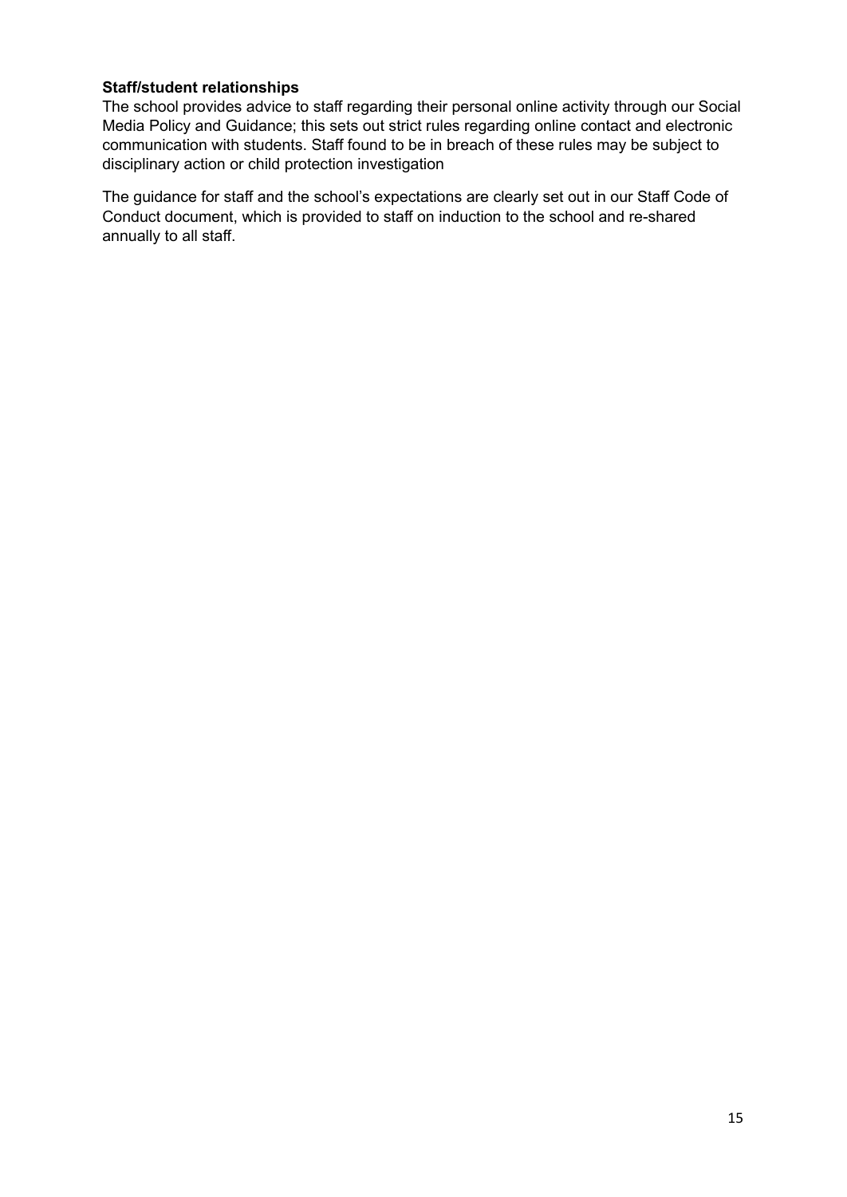**Staff/student relationships**

The school provides advice to staff regarding their personal online activity through our Social Media Policy and Guidance; this sets out strict rules regarding online contact and electronic communication with students. Staff found to be in breach of these rules may be subject to disciplinary action or child protection investigation

The guidance for staff and the school's expectations are clearly set out in our Staff Code of Conduct document, which is provided to staff on induction to the school and re-shared annually to all staff.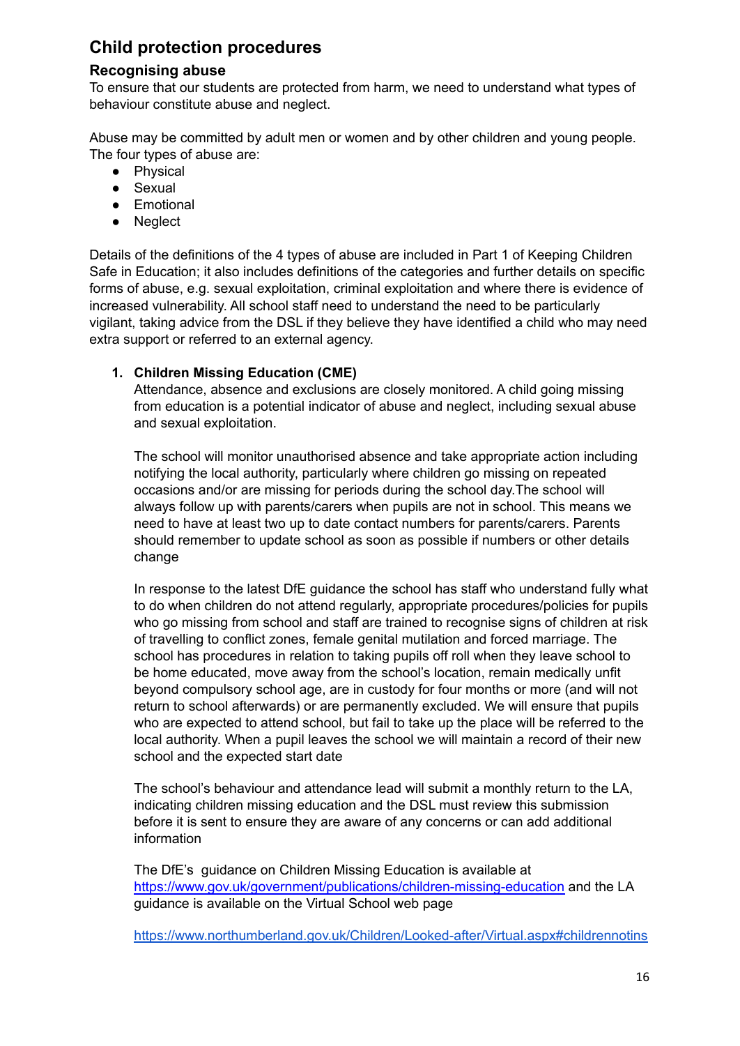## Child protection procedures

### Recognising abuse

To ensure that our students are protected from harm, we need to understand what types of behaviour constitute abuse and neglect.

Abuse may be committed by adult men or women and by other children and young people. The four types of abuse are:

- Physical
- Sexual
- Emotional
- Neglect

Details of the definitions of the 4 types of abuse are included in Part 1 of Keeping Children Safe in Education; it also includes definitions of the categories and further details on specific forms of abuse, e.g. sexual exploitation, criminal exploitation and where there is evidence of increased vulnerability. All school staff need to understand the need to be particularly vigilant, taking advice from the DSL if they believe they have identified a child who may need extra support or referred to an external agency.

1. **Children Missing Education (CME)**
   Attendance, absence and exclusions are closely monitored. A child going missing from education is a potential indicator of abuse and neglect, including sexual abuse and sexual exploitation.

   The school will monitor unauthorised absence and take appropriate action including notifying the local authority, particularly where children go missing on repeated occasions and/or are missing for periods during the school day.The school will always follow up with parents/carers when pupils are not in school. This means we need to have at least two up to date contact numbers for parents/carers. Parents should remember to update school as soon as possible if numbers or other details change

   In response to the latest DfE guidance the school has staff who understand fully what to do when children do not attend regularly, appropriate procedures/policies for pupils who go missing from school and staff are trained to recognise signs of children at risk of travelling to conflict zones, female genital mutilation and forced marriage. The school has procedures in relation to taking pupils off roll when they leave school to be home educated, move away from the school's location, remain medically unfit beyond compulsory school age, are in custody for four months or more (and will not return to school afterwards) or are permanently excluded. We will ensure that pupils who are expected to attend school, but fail to take up the place will be referred to the local authority. When a pupil leaves the school we will maintain a record of their new school and the expected start date

   The school's behaviour and attendance lead will submit a monthly return to the LA, indicating children missing education and the DSL must review this submission before it is sent to ensure they are aware of any concerns or can add additional information

   The DfE's guidance on Children Missing Education is available at [https://www.gov.uk/government/publications/children-missing-education](https://www.gov.uk/government/publications/children-missing-education) and the LA guidance is available on the Virtual School web page

   [https://www.northumberland.gov.uk/Children/Looked-after/Virtual.aspx#childrennotins](https://www.northumberland.gov.uk/Children/Looked-after/Virtual.aspx#childrennotins)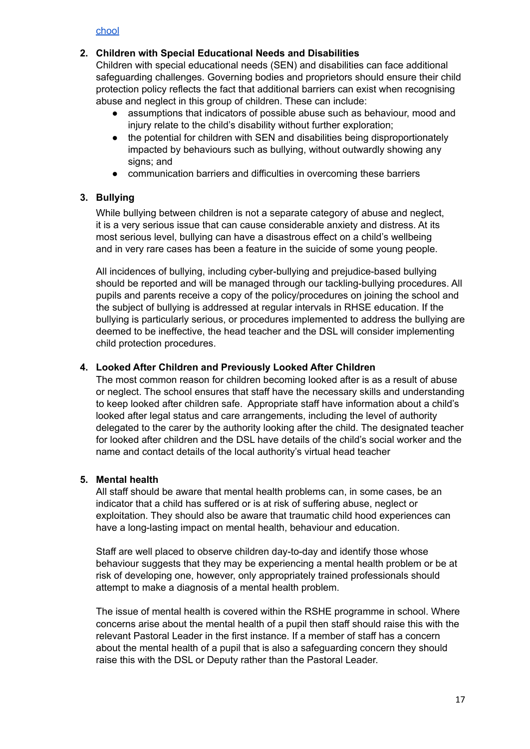chool

2. **Children with Special Educational Needs and Disabilities**

   Children with special educational needs (SEN) and disabilities can face additional safeguarding challenges. Governing bodies and proprietors should ensure their child protection policy reflects the fact that additional barriers can exist when recognising abuse and neglect in this group of children. These can include:

   - assumptions that indicators of possible abuse such as behaviour, mood and injury relate to the child's disability without further exploration;
   - the potential for children with SEN and disabilities being disproportionately impacted by behaviours such as bullying, without outwardly showing any signs; and
   - communication barriers and difficulties in overcoming these barriers

3. **Bullying**

   While bullying between children is not a separate category of abuse and neglect, it is a very serious issue that can cause considerable anxiety and distress. At its most serious level, bullying can have a disastrous effect on a child's wellbeing and in very rare cases has been a feature in the suicide of some young people.

   All incidences of bullying, including cyber-bullying and prejudice-based bullying should be reported and will be managed through our tackling-bullying procedures. All pupils and parents receive a copy of the policy/procedures on joining the school and the subject of bullying is addressed at regular intervals in RHSE education. If the bullying is particularly serious, or procedures implemented to address the bullying are deemed to be ineffective, the head teacher and the DSL will consider implementing child protection procedures.

4. **Looked After Children and Previously Looked After Children**

   The most common reason for children becoming looked after is as a result of abuse or neglect. The school ensures that staff have the necessary skills and understanding to keep looked after children safe. Appropriate staff have information about a child's looked after legal status and care arrangements, including the level of authority delegated to the carer by the authority looking after the child. The designated teacher for looked after children and the DSL have details of the child's social worker and the name and contact details of the local authority's virtual head teacher

5. **Mental health**

   All staff should be aware that mental health problems can, in some cases, be an indicator that a child has suffered or is at risk of suffering abuse, neglect or exploitation. They should also be aware that traumatic child hood experiences can have a long-lasting impact on mental health, behaviour and education.

   Staff are well placed to observe children day-to-day and identify those whose behaviour suggests that they may be experiencing a mental health problem or be at risk of developing one, however, only appropriately trained professionals should attempt to make a diagnosis of a mental health problem.

   The issue of mental health is covered within the RSHE programme in school. Where concerns arise about the mental health of a pupil then staff should raise this with the relevant Pastoral Leader in the first instance. If a member of staff has a concern about the mental health of a pupil that is also a safeguarding concern they should raise this with the DSL or Deputy rather than the Pastoral Leader.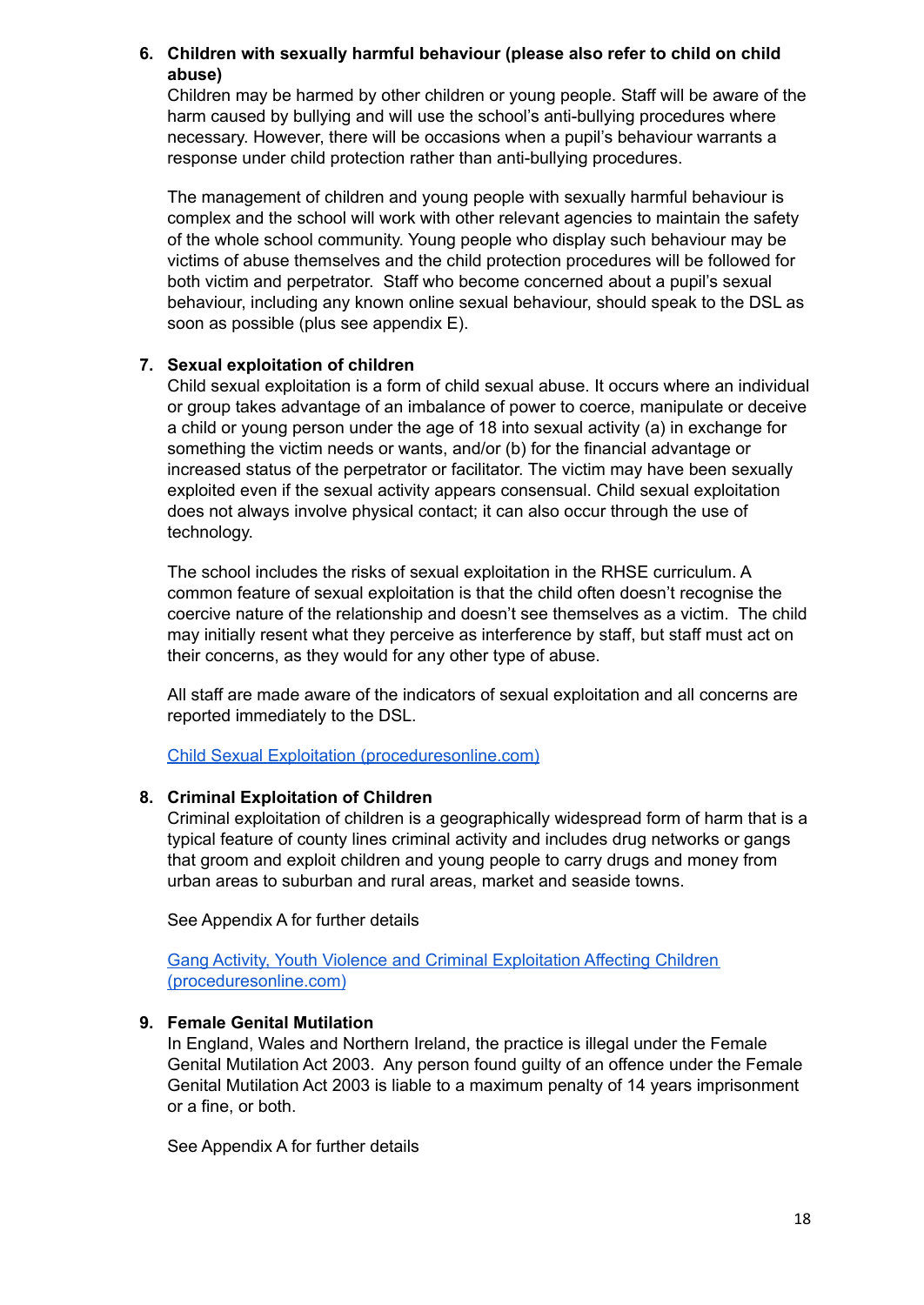6. **Children with sexually harmful behaviour (please also refer to child on child abuse)**

   Children may be harmed by other children or young people. Staff will be aware of the harm caused by bullying and will use the school's anti-bullying procedures where necessary. However, there will be occasions when a pupil's behaviour warrants a response under child protection rather than anti-bullying procedures.

   The management of children and young people with sexually harmful behaviour is complex and the school will work with other relevant agencies to maintain the safety of the whole school community. Young people who display such behaviour may be victims of abuse themselves and the child protection procedures will be followed for both victim and perpetrator. Staff who become concerned about a pupil's sexual behaviour, including any known online sexual behaviour, should speak to the DSL as soon as possible (plus see appendix E).

7. **Sexual exploitation of children**

   Child sexual exploitation is a form of child sexual abuse. It occurs where an individual or group takes advantage of an imbalance of power to coerce, manipulate or deceive a child or young person under the age of 18 into sexual activity (a) in exchange for something the victim needs or wants, and/or (b) for the financial advantage or increased status of the perpetrator or facilitator. The victim may have been sexually exploited even if the sexual activity appears consensual. Child sexual exploitation does not always involve physical contact; it can also occur through the use of technology.

   The school includes the risks of sexual exploitation in the RHSE curriculum. A common feature of sexual exploitation is that the child often doesn't recognise the coercive nature of the relationship and doesn't see themselves as a victim. The child may initially resent what they perceive as interference by staff, but staff must act on their concerns, as they would for any other type of abuse.

   All staff are made aware of the indicators of sexual exploitation and all concerns are reported immediately to the DSL.

   [Child Sexual Exploitation (proceduresonline.com)]

8. **Criminal Exploitation of Children**

   Criminal exploitation of children is a geographically widespread form of harm that is a typical feature of county lines criminal activity and includes drug networks or gangs that groom and exploit children and young people to carry drugs and money from urban areas to suburban and rural areas, market and seaside towns.

   See Appendix A for further details

   [Gang Activity, Youth Violence and Criminal Exploitation Affecting Children (proceduresonline.com)]

9. **Female Genital Mutilation**

   In England, Wales and Northern Ireland, the practice is illegal under the Female Genital Mutilation Act 2003. Any person found guilty of an offence under the Female Genital Mutilation Act 2003 is liable to a maximum penalty of 14 years imprisonment or a fine, or both.

   See Appendix A for further details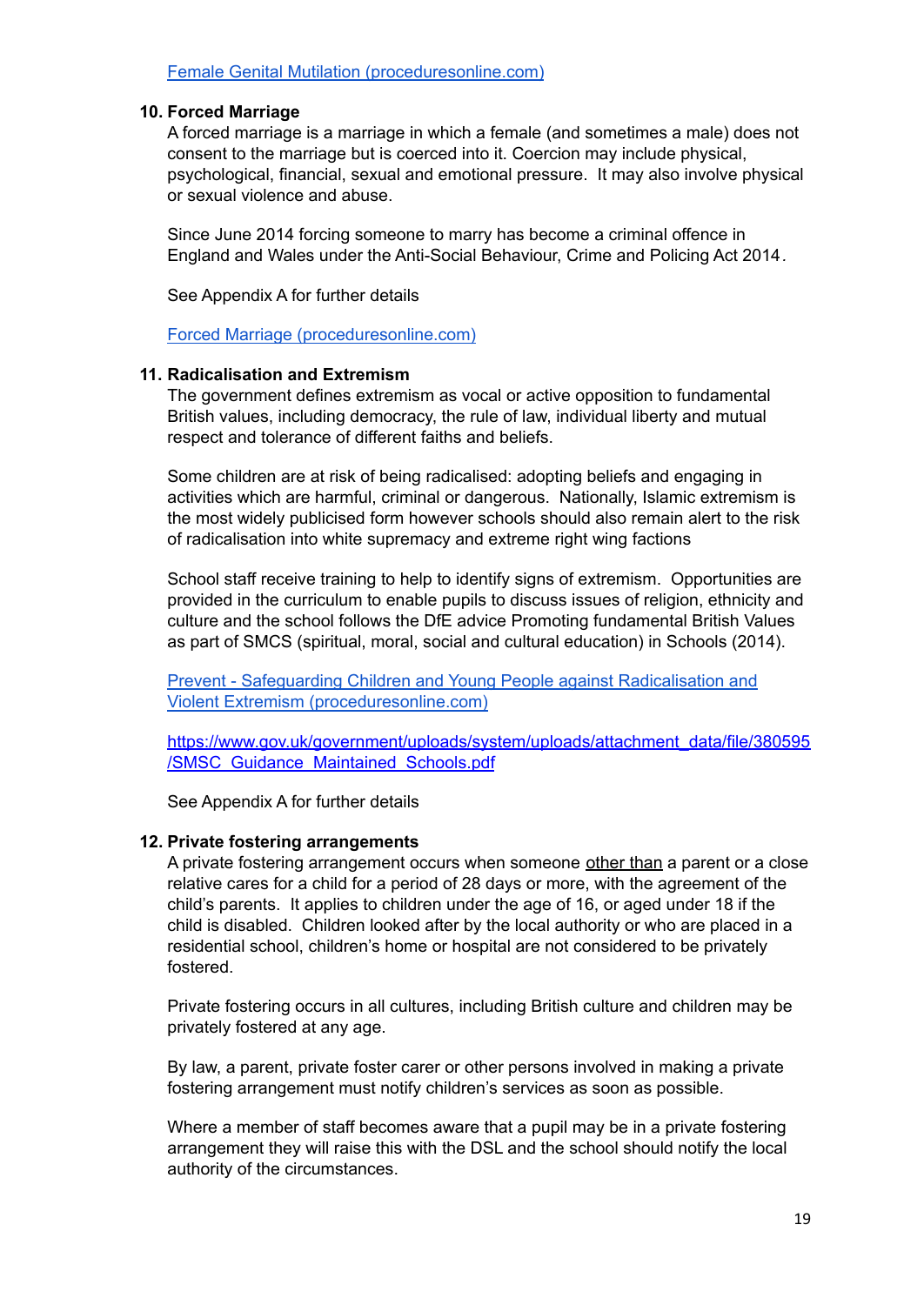[Female Genital Mutilation (proceduresonline.com)]

### 10. Forced Marriage

A forced marriage is a marriage in which a female (and sometimes a male) does not consent to the marriage but is coerced into it. Coercion may include physical, psychological, financial, sexual and emotional pressure.  It may also involve physical or sexual violence and abuse.

Since June 2014 forcing someone to marry has become a criminal offence in England and Wales under the Anti-Social Behaviour, Crime and Policing Act 2014.

See Appendix A for further details

[Forced Marriage (proceduresonline.com)]

### 11. Radicalisation and Extremism

The government defines extremism as vocal or active opposition to fundamental British values, including democracy, the rule of law, individual liberty and mutual respect and tolerance of different faiths and beliefs.

Some children are at risk of being radicalised: adopting beliefs and engaging in activities which are harmful, criminal or dangerous.  Nationally, Islamic extremism is the most widely publicised form however schools should also remain alert to the risk of radicalisation into white supremacy and extreme right wing factions

School staff receive training to help to identify signs of extremism.  Opportunities are provided in the curriculum to enable pupils to discuss issues of religion, ethnicity and culture and the school follows the DfE advice Promoting fundamental British Values as part of SMCS (spiritual, moral, social and cultural education) in Schools (2014).

[Prevent - Safeguarding Children and Young People against Radicalisation and Violent Extremism (proceduresonline.com)]

https://www.gov.uk/government/uploads/system/uploads/attachment_data/file/380595/SMSC_Guidance_Maintained_Schools.pdf

See Appendix A for further details

### 12. Private fostering arrangements

A private fostering arrangement occurs when someone other than a parent or a close relative cares for a child for a period of 28 days or more, with the agreement of the child's parents.  It applies to children under the age of 16, or aged under 18 if the child is disabled.  Children looked after by the local authority or who are placed in a residential school, children's home or hospital are not considered to be privately fostered.

Private fostering occurs in all cultures, including British culture and children may be privately fostered at any age.

By law, a parent, private foster carer or other persons involved in making a private fostering arrangement must notify children's services as soon as possible.

Where a member of staff becomes aware that a pupil may be in a private fostering arrangement they will raise this with the DSL and the school should notify the local authority of the circumstances.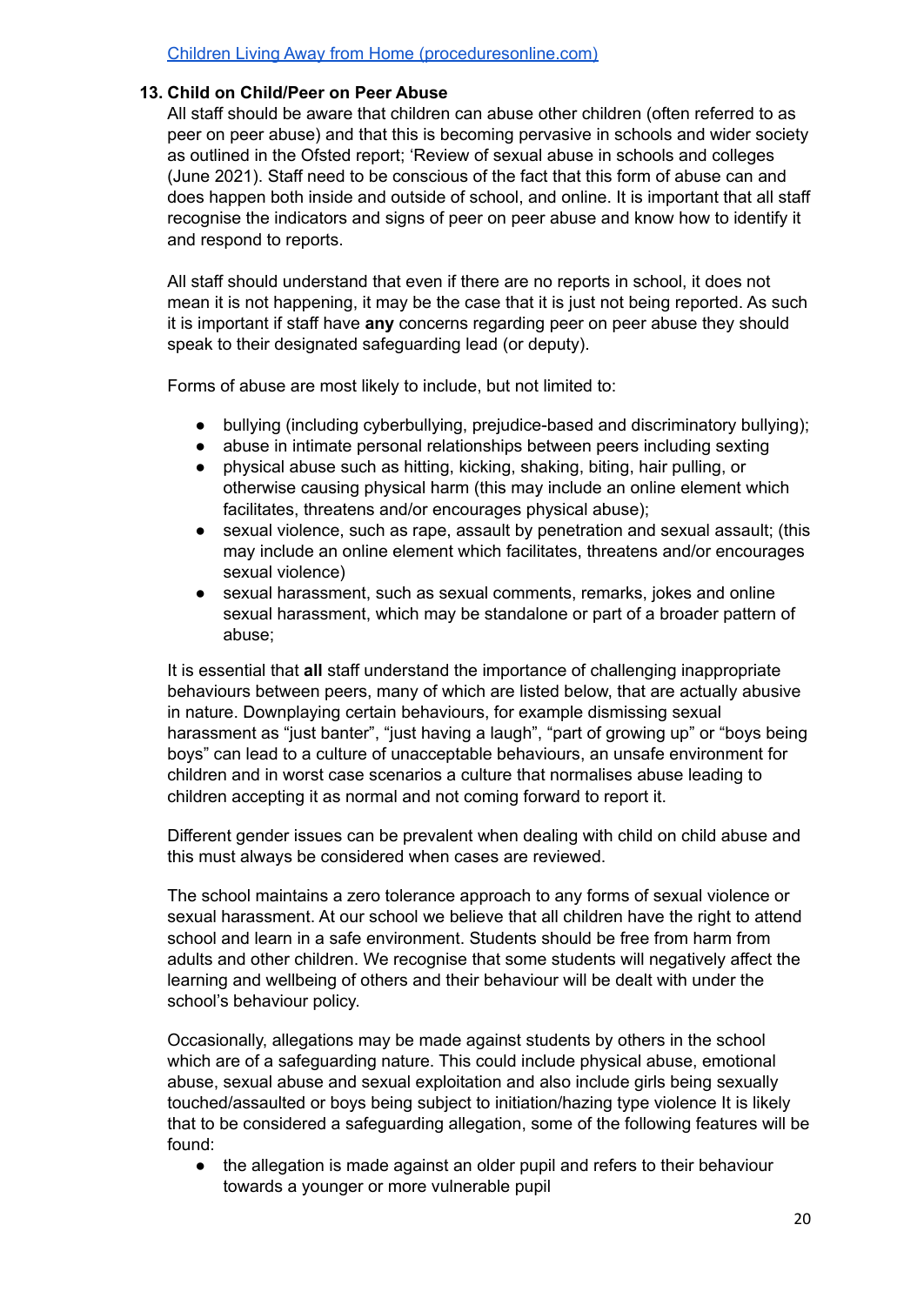[Children Living Away from Home (proceduresonline.com)](https://proceduresonline.com)

### 13. Child on Child/Peer on Peer Abuse

All staff should be aware that children can abuse other children (often referred to as peer on peer abuse) and that this is becoming pervasive in schools and wider society as outlined in the Ofsted report; 'Review of sexual abuse in schools and colleges (June 2021). Staff need to be conscious of the fact that this form of abuse can and does happen both inside and outside of school, and online. It is important that all staff recognise the indicators and signs of peer on peer abuse and know how to identify it and respond to reports.

All staff should understand that even if there are no reports in school, it does not mean it is not happening, it may be the case that it is just not being reported. As such it is important if staff have **any** concerns regarding peer on peer abuse they should speak to their designated safeguarding lead (or deputy).

Forms of abuse are most likely to include, but not limited to:

- bullying (including cyberbullying, prejudice-based and discriminatory bullying);
- abuse in intimate personal relationships between peers including sexting
- physical abuse such as hitting, kicking, shaking, biting, hair pulling, or otherwise causing physical harm (this may include an online element which facilitates, threatens and/or encourages physical abuse);
- sexual violence, such as rape, assault by penetration and sexual assault; (this may include an online element which facilitates, threatens and/or encourages sexual violence)
- sexual harassment, such as sexual comments, remarks, jokes and online sexual harassment, which may be standalone or part of a broader pattern of abuse;

It is essential that **all** staff understand the importance of challenging inappropriate behaviours between peers, many of which are listed below, that are actually abusive in nature. Downplaying certain behaviours, for example dismissing sexual harassment as "just banter", "just having a laugh", "part of growing up" or "boys being boys" can lead to a culture of unacceptable behaviours, an unsafe environment for children and in worst case scenarios a culture that normalises abuse leading to children accepting it as normal and not coming forward to report it.

Different gender issues can be prevalent when dealing with child on child abuse and this must always be considered when cases are reviewed.

The school maintains a zero tolerance approach to any forms of sexual violence or sexual harassment. At our school we believe that all children have the right to attend school and learn in a safe environment. Students should be free from harm from adults and other children. We recognise that some students will negatively affect the learning and wellbeing of others and their behaviour will be dealt with under the school's behaviour policy.

Occasionally, allegations may be made against students by others in the school which are of a safeguarding nature. This could include physical abuse, emotional abuse, sexual abuse and sexual exploitation and also include girls being sexually touched/assaulted or boys being subject to initiation/hazing type violence It is likely that to be considered a safeguarding allegation, some of the following features will be found:

- the allegation is made against an older pupil and refers to their behaviour towards a younger or more vulnerable pupil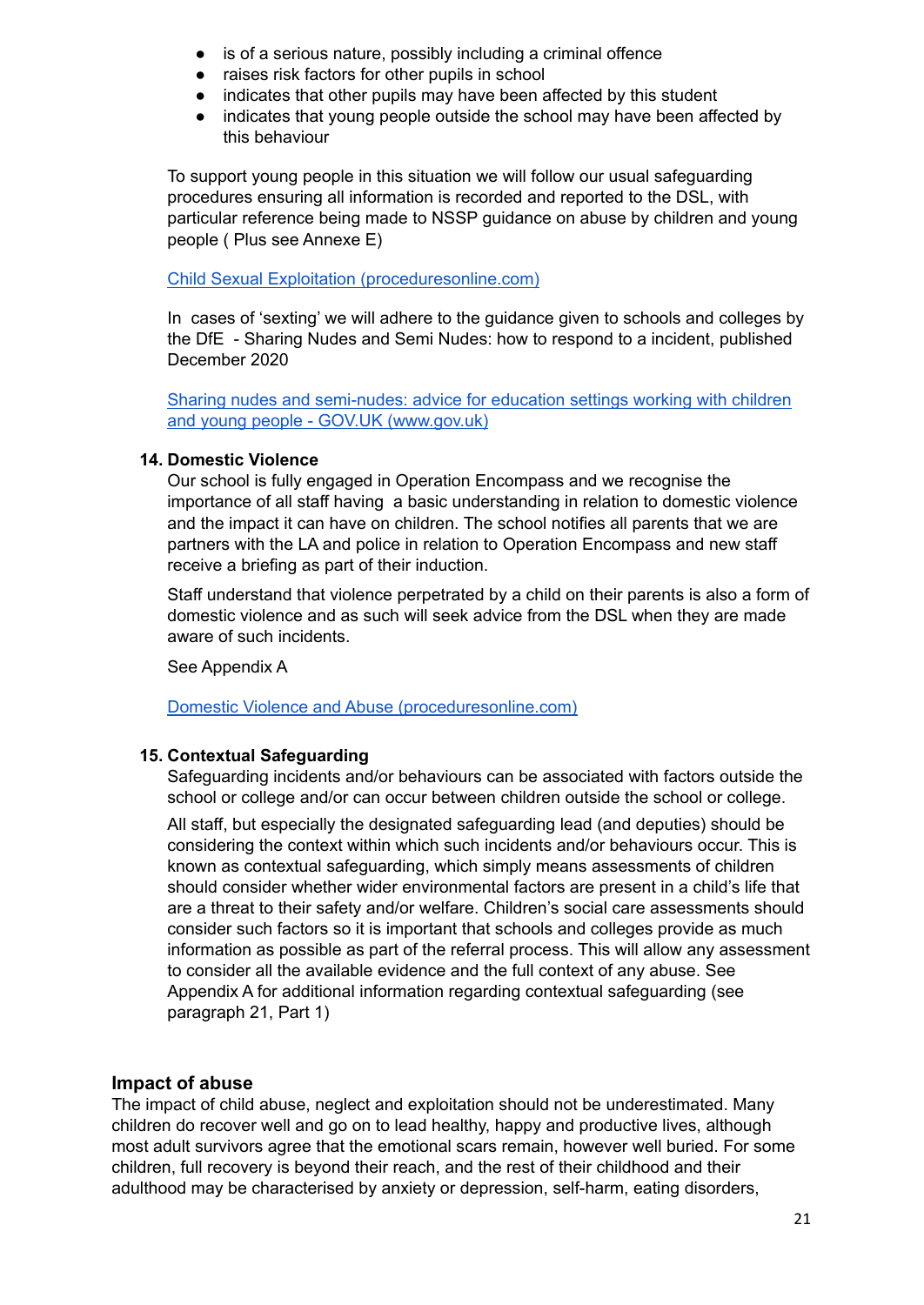- is of a serious nature, possibly including a criminal offence
- raises risk factors for other pupils in school
- indicates that other pupils may have been affected by this student
- indicates that young people outside the school may have been affected by this behaviour

To support young people in this situation we will follow our usual safeguarding procedures ensuring all information is recorded and reported to the DSL, with particular reference being made to NSSP guidance on abuse by children and young people ( Plus see Annexe E)

[Child Sexual Exploitation (proceduresonline.com)](Child Sexual Exploitation (proceduresonline.com))

In cases of 'sexting' we will adhere to the guidance given to schools and colleges by the DfE - Sharing Nudes and Semi Nudes: how to respond to a incident, published December 2020

Sharing nudes and semi-nudes: advice for education settings working with children and young people - GOV.UK (www.gov.uk)

**14. Domestic Violence**

Our school is fully engaged in Operation Encompass and we recognise the importance of all staff having a basic understanding in relation to domestic violence and the impact it can have on children. The school notifies all parents that we are partners with the LA and police in relation to Operation Encompass and new staff receive a briefing as part of their induction.

Staff understand that violence perpetrated by a child on their parents is also a form of domestic violence and as such will seek advice from the DSL when they are made aware of such incidents.

See Appendix A

Domestic Violence and Abuse (proceduresonline.com)

**15. Contextual Safeguarding**

Safeguarding incidents and/or behaviours can be associated with factors outside the school or college and/or can occur between children outside the school or college.

All staff, but especially the designated safeguarding lead (and deputies) should be considering the context within which such incidents and/or behaviours occur. This is known as contextual safeguarding, which simply means assessments of children should consider whether wider environmental factors are present in a child's life that are a threat to their safety and/or welfare. Children's social care assessments should consider such factors so it is important that schools and colleges provide as much information as possible as part of the referral process. This will allow any assessment to consider all the available evidence and the full context of any abuse. See Appendix A for additional information regarding contextual safeguarding (see paragraph 21, Part 1)

## Impact of abuse

The impact of child abuse, neglect and exploitation should not be underestimated. Many children do recover well and go on to lead healthy, happy and productive lives, although most adult survivors agree that the emotional scars remain, however well buried. For some children, full recovery is beyond their reach, and the rest of their childhood and their adulthood may be characterised by anxiety or depression, self-harm, eating disorders,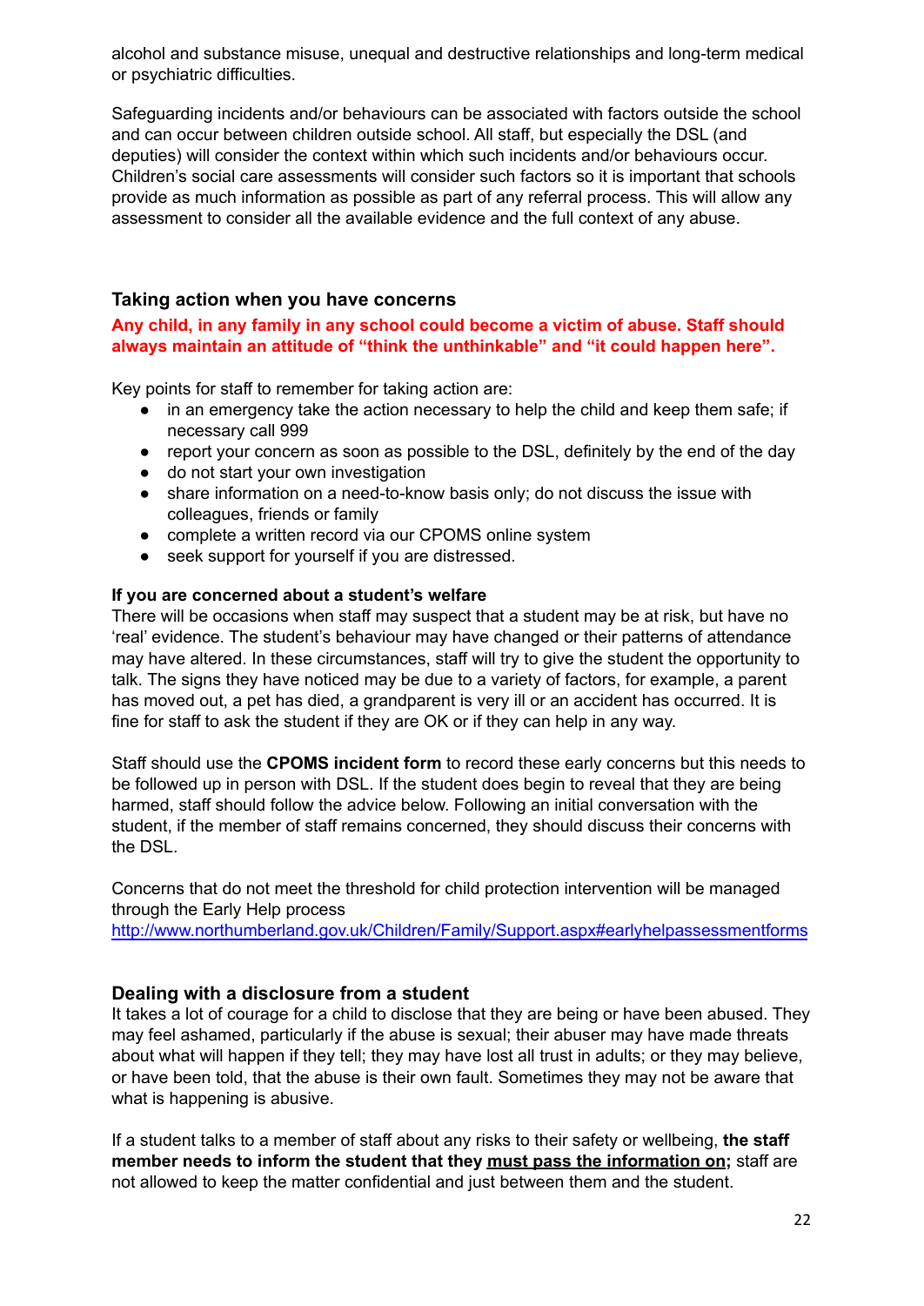alcohol and substance misuse, unequal and destructive relationships and long-term medical or psychiatric difficulties.

Safeguarding incidents and/or behaviours can be associated with factors outside the school and can occur between children outside school. All staff, but especially the DSL (and deputies) will consider the context within which such incidents and/or behaviours occur. Children's social care assessments will consider such factors so it is important that schools provide as much information as possible as part of any referral process. This will allow any assessment to consider all the available evidence and the full context of any abuse.

## Taking action when you have concerns

**Any child, in any family in any school could become a victim of abuse. Staff should always maintain an attitude of "think the unthinkable" and "it could happen here".**

Key points for staff to remember for taking action are:

- in an emergency take the action necessary to help the child and keep them safe; if necessary call 999
- report your concern as soon as possible to the DSL, definitely by the end of the day
- do not start your own investigation
- share information on a need-to-know basis only; do not discuss the issue with colleagues, friends or family
- complete a written record via our CPOMS online system
- seek support for yourself if you are distressed.

### If you are concerned about a student's welfare

There will be occasions when staff may suspect that a student may be at risk, but have no 'real' evidence. The student's behaviour may have changed or their patterns of attendance may have altered. In these circumstances, staff will try to give the student the opportunity to talk. The signs they have noticed may be due to a variety of factors, for example, a parent has moved out, a pet has died, a grandparent is very ill or an accident has occurred. It is fine for staff to ask the student if they are OK or if they can help in any way.

Staff should use the **CPOMS incident form** to record these early concerns but this needs to be followed up in person with DSL. If the student does begin to reveal that they are being harmed, staff should follow the advice below. Following an initial conversation with the student, if the member of staff remains concerned, they should discuss their concerns with the DSL.

Concerns that do not meet the threshold for child protection intervention will be managed through the Early Help process
http://www.northumberland.gov.uk/Children/Family/Support.aspx#earlyhelpassessmentforms

## Dealing with a disclosure from a student

It takes a lot of courage for a child to disclose that they are being or have been abused. They may feel ashamed, particularly if the abuse is sexual; their abuser may have made threats about what will happen if they tell; they may have lost all trust in adults; or they may believe, or have been told, that the abuse is their own fault. Sometimes they may not be aware that what is happening is abusive.

If a student talks to a member of staff about any risks to their safety or wellbeing, **the staff member needs to inform the student that they must pass the information on;** staff are not allowed to keep the matter confidential and just between them and the student.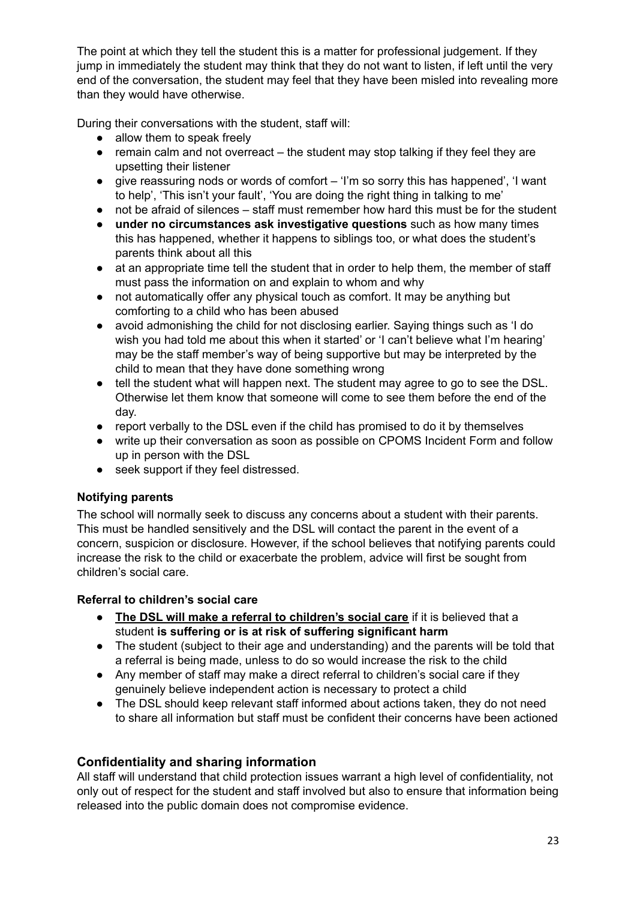The point at which they tell the student this is a matter for professional judgement. If they jump in immediately the student may think that they do not want to listen, if left until the very end of the conversation, the student may feel that they have been misled into revealing more than they would have otherwise.

During their conversations with the student, staff will:

- allow them to speak freely
- remain calm and not overreact – the student may stop talking if they feel they are upsetting their listener
- give reassuring nods or words of comfort – 'I'm so sorry this has happened', 'I want to help', 'This isn't your fault', 'You are doing the right thing in talking to me'
- not be afraid of silences – staff must remember how hard this must be for the student
- **under no circumstances ask investigative questions** such as how many times this has happened, whether it happens to siblings too, or what does the student's parents think about all this
- at an appropriate time tell the student that in order to help them, the member of staff must pass the information on and explain to whom and why
- not automatically offer any physical touch as comfort. It may be anything but comforting to a child who has been abused
- avoid admonishing the child for not disclosing earlier. Saying things such as 'I do wish you had told me about this when it started' or 'I can't believe what I'm hearing' may be the staff member's way of being supportive but may be interpreted by the child to mean that they have done something wrong
- tell the student what will happen next. The student may agree to go to see the DSL. Otherwise let them know that someone will come to see them before the end of the day.
- report verbally to the DSL even if the child has promised to do it by themselves
- write up their conversation as soon as possible on CPOMS Incident Form and follow up in person with the DSL
- seek support if they feel distressed.

**Notifying parents**

The school will normally seek to discuss any concerns about a student with their parents. This must be handled sensitively and the DSL will contact the parent in the event of a concern, suspicion or disclosure. However, if the school believes that notifying parents could increase the risk to the child or exacerbate the problem, advice will first be sought from children's social care.

**Referral to children's social care**

- **<u>The DSL will make a referral to children's social care</u>** if it is believed that a student **is suffering or is at risk of suffering significant harm**
- The student (subject to their age and understanding) and the parents will be told that a referral is being made, unless to do so would increase the risk to the child
- Any member of staff may make a direct referral to children's social care if they genuinely believe independent action is necessary to protect a child
- The DSL should keep relevant staff informed about actions taken, they do not need to share all information but staff must be confident their concerns have been actioned

## Confidentiality and sharing information

All staff will understand that child protection issues warrant a high level of confidentiality, not only out of respect for the student and staff involved but also to ensure that information being released into the public domain does not compromise evidence.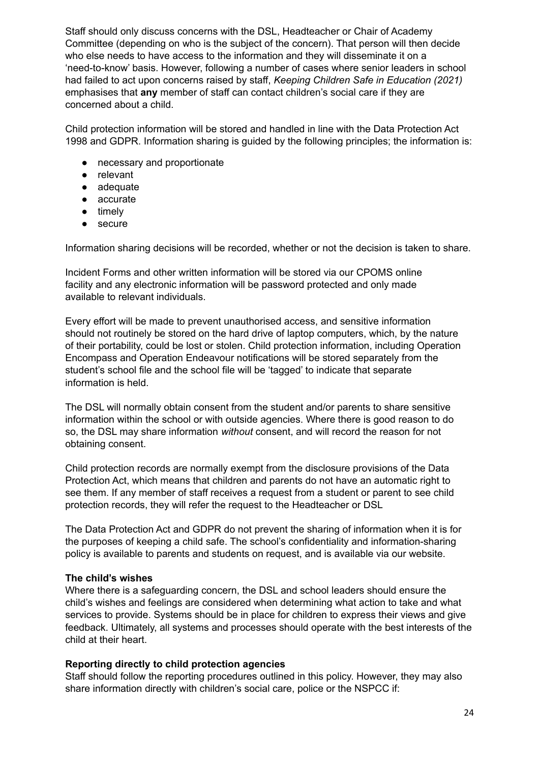Staff should only discuss concerns with the DSL, Headteacher or Chair of Academy Committee (depending on who is the subject of the concern). That person will then decide who else needs to have access to the information and they will disseminate it on a 'need-to-know' basis. However, following a number of cases where senior leaders in school had failed to act upon concerns raised by staff, *Keeping Children Safe in Education (2021)* emphasises that **any** member of staff can contact children's social care if they are concerned about a child.

Child protection information will be stored and handled in line with the Data Protection Act 1998 and GDPR. Information sharing is guided by the following principles; the information is:

- necessary and proportionate
- relevant
- adequate
- accurate
- timely
- secure

Information sharing decisions will be recorded, whether or not the decision is taken to share.

Incident Forms and other written information will be stored via our CPOMS online facility and any electronic information will be password protected and only made available to relevant individuals.

Every effort will be made to prevent unauthorised access, and sensitive information should not routinely be stored on the hard drive of laptop computers, which, by the nature of their portability, could be lost or stolen. Child protection information, including Operation Encompass and Operation Endeavour notifications will be stored separately from the student's school file and the school file will be 'tagged' to indicate that separate information is held.

The DSL will normally obtain consent from the student and/or parents to share sensitive information within the school or with outside agencies. Where there is good reason to do so, the DSL may share information *without* consent, and will record the reason for not obtaining consent.

Child protection records are normally exempt from the disclosure provisions of the Data Protection Act, which means that children and parents do not have an automatic right to see them. If any member of staff receives a request from a student or parent to see child protection records, they will refer the request to the Headteacher or DSL

The Data Protection Act and GDPR do not prevent the sharing of information when it is for the purposes of keeping a child safe. The school's confidentiality and information-sharing policy is available to parents and students on request, and is available via our website.

**The child's wishes**

Where there is a safeguarding concern, the DSL and school leaders should ensure the child's wishes and feelings are considered when determining what action to take and what services to provide. Systems should be in place for children to express their views and give feedback. Ultimately, all systems and processes should operate with the best interests of the child at their heart.

**Reporting directly to child protection agencies**

Staff should follow the reporting procedures outlined in this policy. However, they may also share information directly with children's social care, police or the NSPCC if: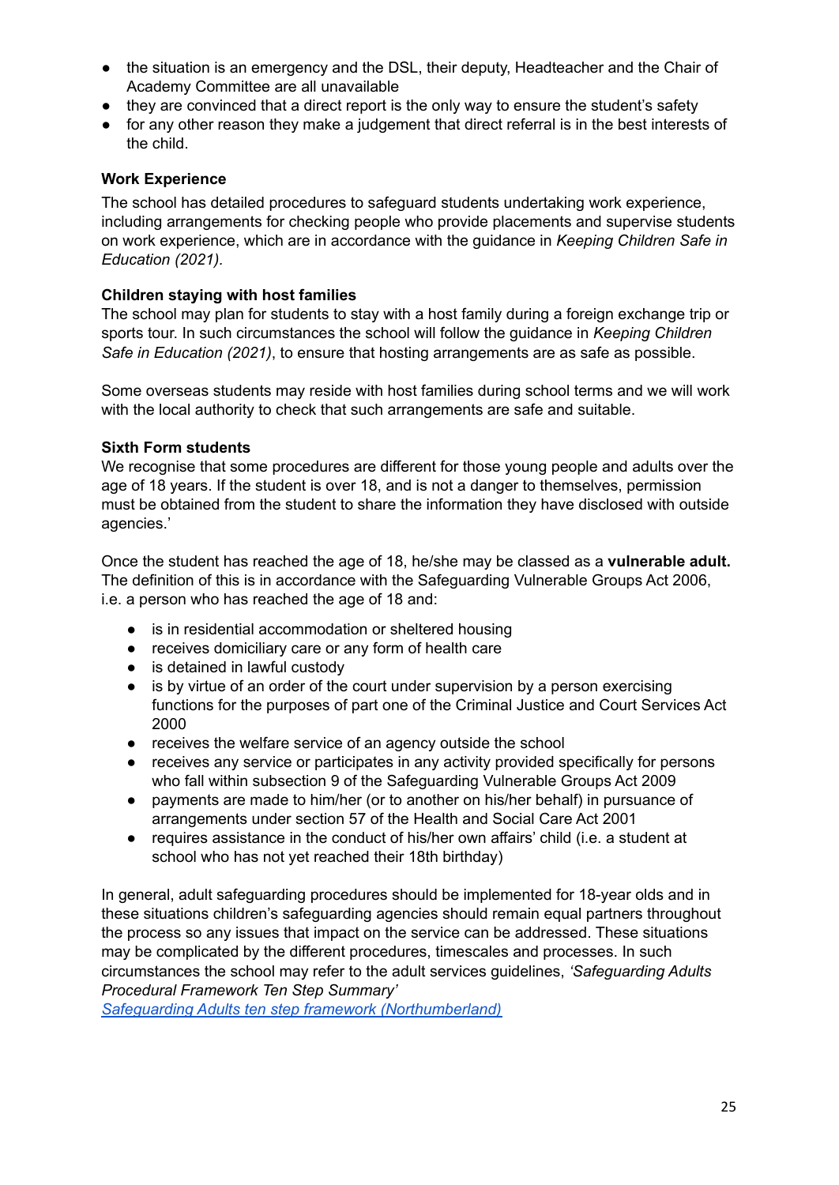- the situation is an emergency and the DSL, their deputy, Headteacher and the Chair of Academy Committee are all unavailable
- they are convinced that a direct report is the only way to ensure the student's safety
- for any other reason they make a judgement that direct referral is in the best interests of the child.

**Work Experience**

The school has detailed procedures to safeguard students undertaking work experience, including arrangements for checking people who provide placements and supervise students on work experience, which are in accordance with the guidance in *Keeping Children Safe in Education (2021).*

**Children staying with host families**

The school may plan for students to stay with a host family during a foreign exchange trip or sports tour. In such circumstances the school will follow the guidance in *Keeping Children Safe in Education (2021)*, to ensure that hosting arrangements are as safe as possible.

Some overseas students may reside with host families during school terms and we will work with the local authority to check that such arrangements are safe and suitable.

**Sixth Form students**

We recognise that some procedures are different for those young people and adults over the age of 18 years. If the student is over 18, and is not a danger to themselves, permission must be obtained from the student to share the information they have disclosed with outside agencies.'

Once the student has reached the age of 18, he/she may be classed as a **vulnerable adult.** The definition of this is in accordance with the Safeguarding Vulnerable Groups Act 2006, i.e. a person who has reached the age of 18 and:

- is in residential accommodation or sheltered housing
- receives domiciliary care or any form of health care
- is detained in lawful custody
- is by virtue of an order of the court under supervision by a person exercising functions for the purposes of part one of the Criminal Justice and Court Services Act 2000
- receives the welfare service of an agency outside the school
- receives any service or participates in any activity provided specifically for persons who fall within subsection 9 of the Safeguarding Vulnerable Groups Act 2009
- payments are made to him/her (or to another on his/her behalf) in pursuance of arrangements under section 57 of the Health and Social Care Act 2001
- requires assistance in the conduct of his/her own affairs' child (i.e. a student at school who has not yet reached their 18th birthday)

In general, adult safeguarding procedures should be implemented for 18-year olds and in these situations children's safeguarding agencies should remain equal partners throughout the process so any issues that impact on the service can be addressed. These situations may be complicated by the different procedures, timescales and processes. In such circumstances the school may refer to the adult services guidelines, *'Safeguarding Adults Procedural Framework Ten Step Summary'*
[Safeguarding Adults ten step framework (Northumberland)]()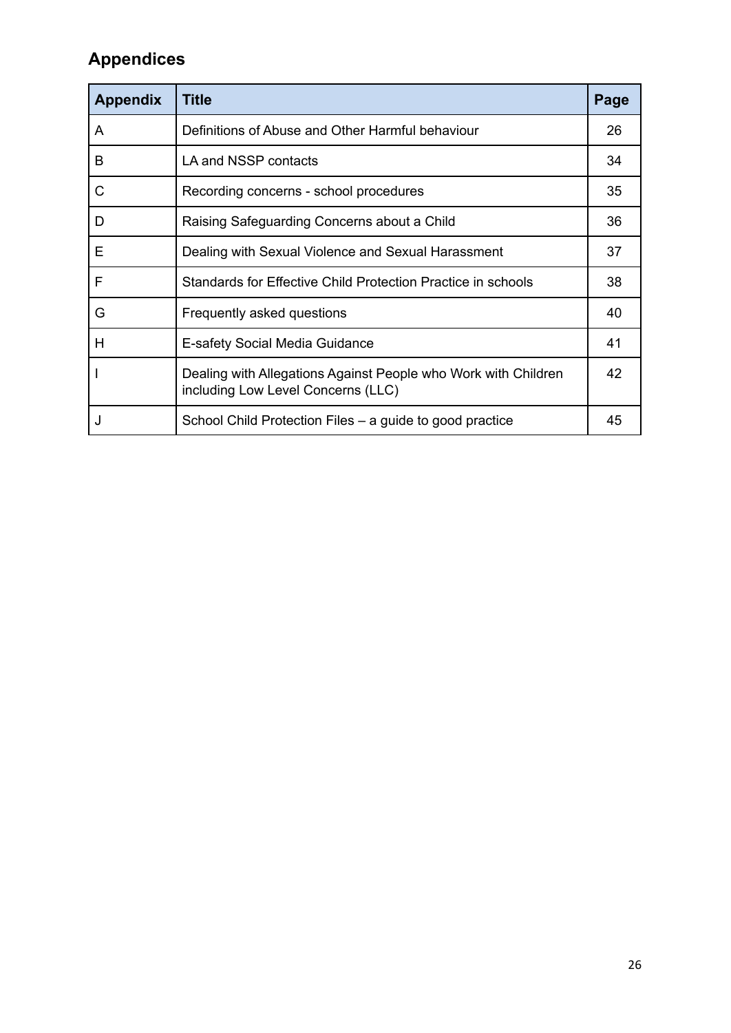## Appendices

| Appendix | Title | Page |
|---|---|---|
| A | Definitions of Abuse and Other Harmful behaviour | 26 |
| B | LA and NSSP contacts | 34 |
| C | Recording concerns - school procedures | 35 |
| D | Raising Safeguarding Concerns about a Child | 36 |
| E | Dealing with Sexual Violence and Sexual Harassment | 37 |
| F | Standards for Effective Child Protection Practice in schools | 38 |
| G | Frequently asked questions | 40 |
| H | E-safety Social Media Guidance | 41 |
| I | Dealing with Allegations Against People who Work with Children including Low Level Concerns (LLC) | 42 |
| J | School Child Protection Files – a guide to good practice | 45 |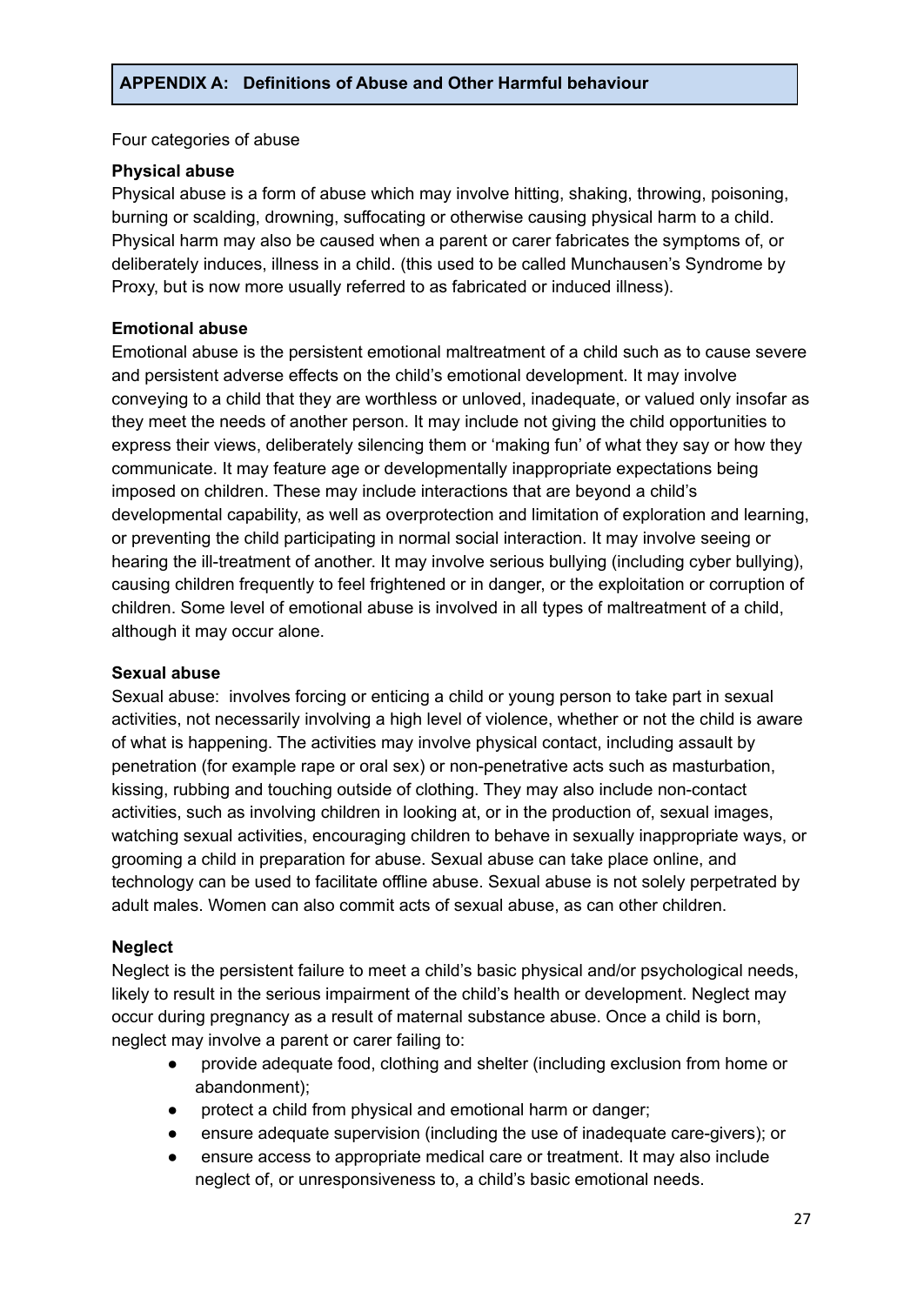## APPENDIX A: Definitions of Abuse and Other Harmful behaviour

Four categories of abuse

**Physical abuse**

Physical abuse is a form of abuse which may involve hitting, shaking, throwing, poisoning, burning or scalding, drowning, suffocating or otherwise causing physical harm to a child. Physical harm may also be caused when a parent or carer fabricates the symptoms of, or deliberately induces, illness in a child. (this used to be called Munchausen's Syndrome by Proxy, but is now more usually referred to as fabricated or induced illness).

**Emotional abuse**

Emotional abuse is the persistent emotional maltreatment of a child such as to cause severe and persistent adverse effects on the child's emotional development. It may involve conveying to a child that they are worthless or unloved, inadequate, or valued only insofar as they meet the needs of another person. It may include not giving the child opportunities to express their views, deliberately silencing them or 'making fun' of what they say or how they communicate. It may feature age or developmentally inappropriate expectations being imposed on children. These may include interactions that are beyond a child's developmental capability, as well as overprotection and limitation of exploration and learning, or preventing the child participating in normal social interaction. It may involve seeing or hearing the ill-treatment of another. It may involve serious bullying (including cyber bullying), causing children frequently to feel frightened or in danger, or the exploitation or corruption of children. Some level of emotional abuse is involved in all types of maltreatment of a child, although it may occur alone.

**Sexual abuse**

Sexual abuse: involves forcing or enticing a child or young person to take part in sexual activities, not necessarily involving a high level of violence, whether or not the child is aware of what is happening. The activities may involve physical contact, including assault by penetration (for example rape or oral sex) or non-penetrative acts such as masturbation, kissing, rubbing and touching outside of clothing. They may also include non-contact activities, such as involving children in looking at, or in the production of, sexual images, watching sexual activities, encouraging children to behave in sexually inappropriate ways, or grooming a child in preparation for abuse. Sexual abuse can take place online, and technology can be used to facilitate offline abuse. Sexual abuse is not solely perpetrated by adult males. Women can also commit acts of sexual abuse, as can other children.

**Neglect**

Neglect is the persistent failure to meet a child's basic physical and/or psychological needs, likely to result in the serious impairment of the child's health or development. Neglect may occur during pregnancy as a result of maternal substance abuse. Once a child is born, neglect may involve a parent or carer failing to:

- provide adequate food, clothing and shelter (including exclusion from home or abandonment);
- protect a child from physical and emotional harm or danger;
- ensure adequate supervision (including the use of inadequate care-givers); or
- ensure access to appropriate medical care or treatment. It may also include neglect of, or unresponsiveness to, a child's basic emotional needs.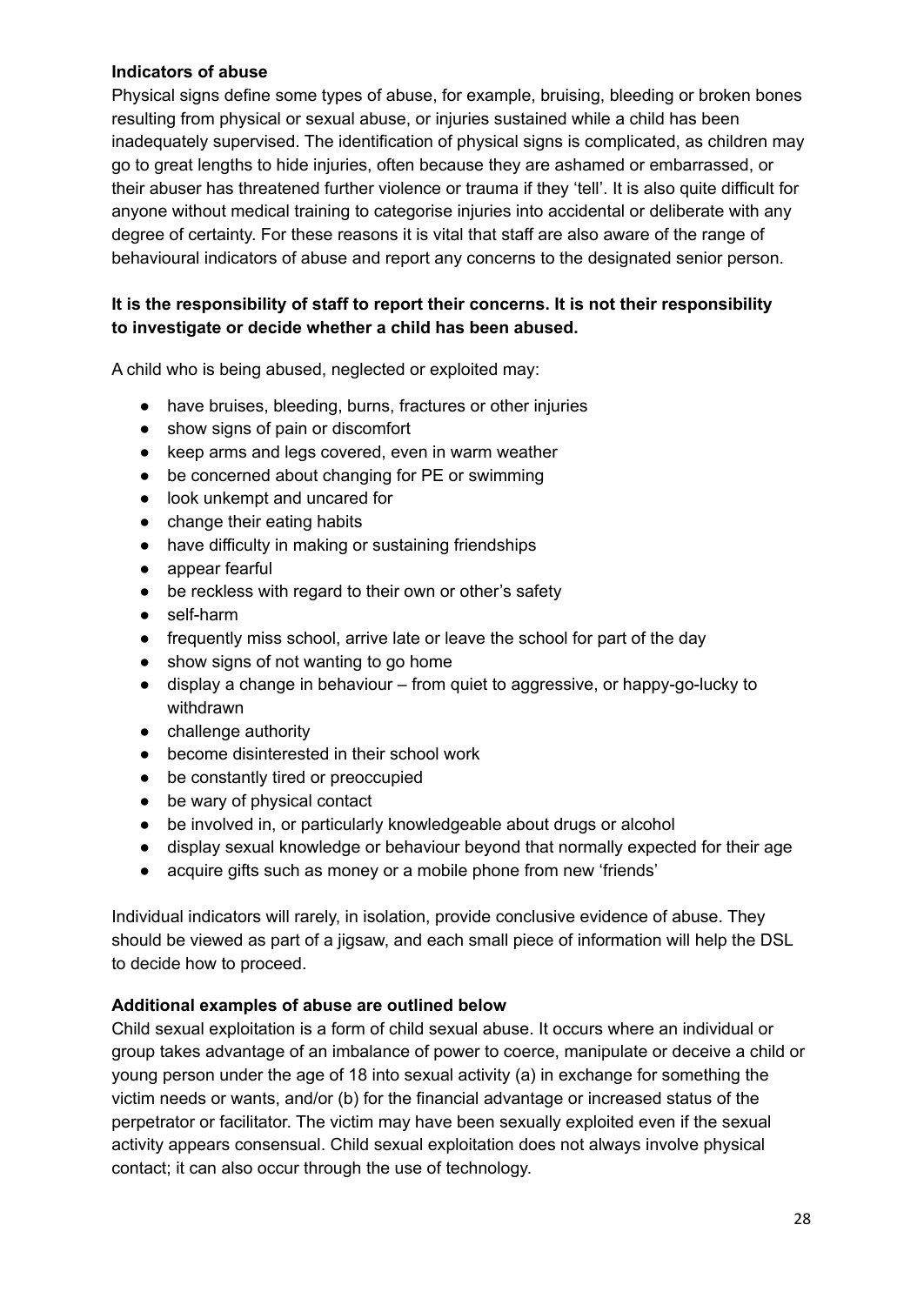**Indicators of abuse**

Physical signs define some types of abuse, for example, bruising, bleeding or broken bones resulting from physical or sexual abuse, or injuries sustained while a child has been inadequately supervised. The identification of physical signs is complicated, as children may go to great lengths to hide injuries, often because they are ashamed or embarrassed, or their abuser has threatened further violence or trauma if they 'tell'. It is also quite difficult for anyone without medical training to categorise injuries into accidental or deliberate with any degree of certainty. For these reasons it is vital that staff are also aware of the range of behavioural indicators of abuse and report any concerns to the designated senior person.

**It is the responsibility of staff to report their concerns. It is not their responsibility to investigate or decide whether a child has been abused.**

A child who is being abused, neglected or exploited may:

- have bruises, bleeding, burns, fractures or other injuries
- show signs of pain or discomfort
- keep arms and legs covered, even in warm weather
- be concerned about changing for PE or swimming
- look unkempt and uncared for
- change their eating habits
- have difficulty in making or sustaining friendships
- appear fearful
- be reckless with regard to their own or other's safety
- self-harm
- frequently miss school, arrive late or leave the school for part of the day
- show signs of not wanting to go home
- display a change in behaviour – from quiet to aggressive, or happy-go-lucky to withdrawn
- challenge authority
- become disinterested in their school work
- be constantly tired or preoccupied
- be wary of physical contact
- be involved in, or particularly knowledgeable about drugs or alcohol
- display sexual knowledge or behaviour beyond that normally expected for their age
- acquire gifts such as money or a mobile phone from new 'friends'

Individual indicators will rarely, in isolation, provide conclusive evidence of abuse. They should be viewed as part of a jigsaw, and each small piece of information will help the DSL to decide how to proceed.

**Additional examples of abuse are outlined below**

Child sexual exploitation is a form of child sexual abuse. It occurs where an individual or group takes advantage of an imbalance of power to coerce, manipulate or deceive a child or young person under the age of 18 into sexual activity (a) in exchange for something the victim needs or wants, and/or (b) for the financial advantage or increased status of the perpetrator or facilitator. The victim may have been sexually exploited even if the sexual activity appears consensual. Child sexual exploitation does not always involve physical contact; it can also occur through the use of technology.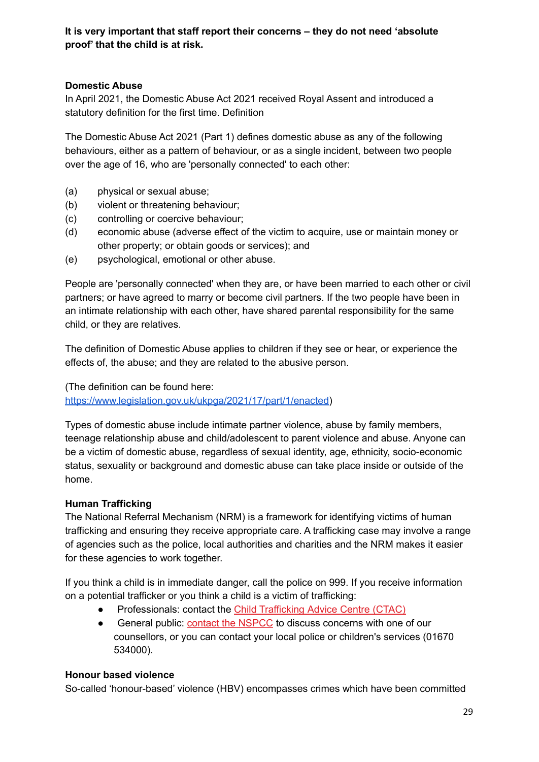**It is very important that staff report their concerns – they do not need 'absolute proof' that the child is at risk.**

**Domestic Abuse**

In April 2021, the Domestic Abuse Act 2021 received Royal Assent and introduced a statutory definition for the first time. Definition

The Domestic Abuse Act 2021 (Part 1) defines domestic abuse as any of the following behaviours, either as a pattern of behaviour, or as a single incident, between two people over the age of 16, who are 'personally connected' to each other:

(a) physical or sexual abuse;
(b) violent or threatening behaviour;
(c) controlling or coercive behaviour;
(d) economic abuse (adverse effect of the victim to acquire, use or maintain money or other property; or obtain goods or services); and
(e) psychological, emotional or other abuse.

People are 'personally connected' when they are, or have been married to each other or civil partners; or have agreed to marry or become civil partners. If the two people have been in an intimate relationship with each other, have shared parental responsibility for the same child, or they are relatives.

The definition of Domestic Abuse applies to children if they see or hear, or experience the effects of, the abuse; and they are related to the abusive person.

(The definition can be found here: [https://www.legislation.gov.uk/ukpga/2021/17/part/1/enacted](https://www.legislation.gov.uk/ukpga/2021/17/part/1/enacted))

Types of domestic abuse include intimate partner violence, abuse by family members, teenage relationship abuse and child/adolescent to parent violence and abuse. Anyone can be a victim of domestic abuse, regardless of sexual identity, age, ethnicity, socio-economic status, sexuality or background and domestic abuse can take place inside or outside of the home.

**Human Trafficking**

The National Referral Mechanism (NRM) is a framework for identifying victims of human trafficking and ensuring they receive appropriate care. A trafficking case may involve a range of agencies such as the police, local authorities and charities and the NRM makes it easier for these agencies to work together.

If you think a child is in immediate danger, call the police on 999. If you receive information on a potential trafficker or you think a child is a victim of trafficking:

- Professionals: contact the Child Trafficking Advice Centre (CTAC)
- General public: contact the NSPCC to discuss concerns with one of our counsellors, or you can contact your local police or children's services (01670 534000).

**Honour based violence**

So-called 'honour-based' violence (HBV) encompasses crimes which have been committed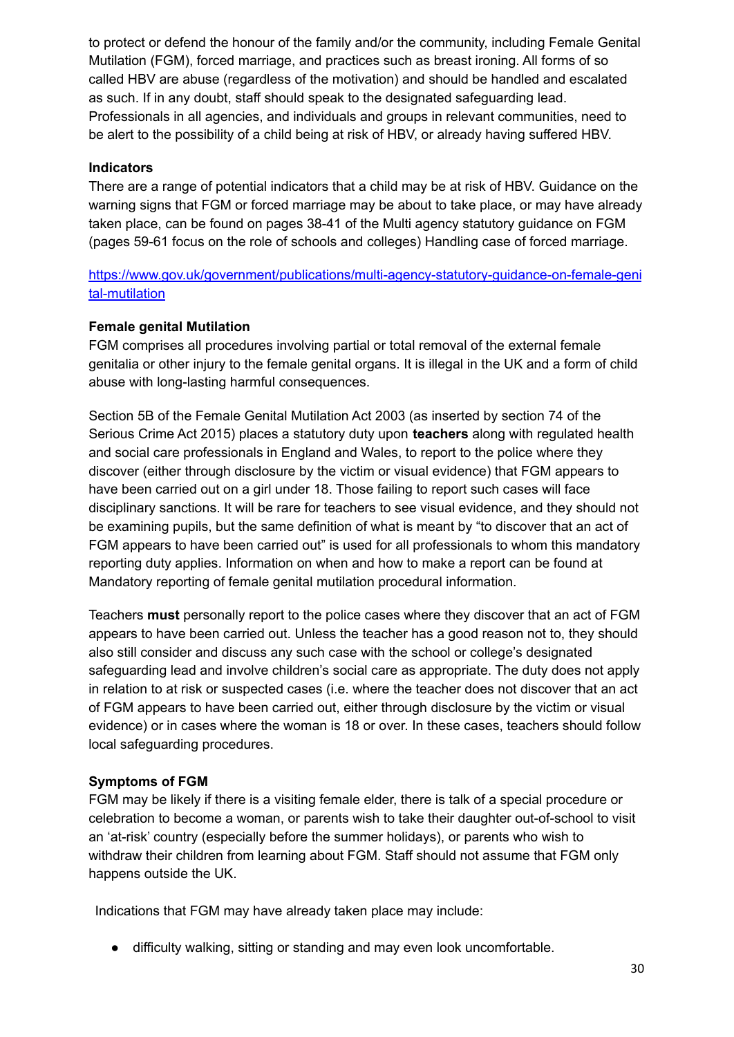to protect or defend the honour of the family and/or the community, including Female Genital Mutilation (FGM), forced marriage, and practices such as breast ironing. All forms of so called HBV are abuse (regardless of the motivation) and should be handled and escalated as such. If in any doubt, staff should speak to the designated safeguarding lead. Professionals in all agencies, and individuals and groups in relevant communities, need to be alert to the possibility of a child being at risk of HBV, or already having suffered HBV.

**Indicators**

There are a range of potential indicators that a child may be at risk of HBV. Guidance on the warning signs that FGM or forced marriage may be about to take place, or may have already taken place, can be found on pages 38-41 of the Multi agency statutory guidance on FGM (pages 59-61 focus on the role of schools and colleges) Handling case of forced marriage.

[https://www.gov.uk/government/publications/multi-agency-statutory-guidance-on-female-genital-mutilation](https://www.gov.uk/government/publications/multi-agency-statutory-guidance-on-female-genital-mutilation)

**Female genital Mutilation**

FGM comprises all procedures involving partial or total removal of the external female genitalia or other injury to the female genital organs. It is illegal in the UK and a form of child abuse with long-lasting harmful consequences.

Section 5B of the Female Genital Mutilation Act 2003 (as inserted by section 74 of the Serious Crime Act 2015) places a statutory duty upon **teachers** along with regulated health and social care professionals in England and Wales, to report to the police where they discover (either through disclosure by the victim or visual evidence) that FGM appears to have been carried out on a girl under 18. Those failing to report such cases will face disciplinary sanctions. It will be rare for teachers to see visual evidence, and they should not be examining pupils, but the same definition of what is meant by "to discover that an act of FGM appears to have been carried out" is used for all professionals to whom this mandatory reporting duty applies. Information on when and how to make a report can be found at Mandatory reporting of female genital mutilation procedural information.

Teachers **must** personally report to the police cases where they discover that an act of FGM appears to have been carried out. Unless the teacher has a good reason not to, they should also still consider and discuss any such case with the school or college's designated safeguarding lead and involve children's social care as appropriate. The duty does not apply in relation to at risk or suspected cases (i.e. where the teacher does not discover that an act of FGM appears to have been carried out, either through disclosure by the victim or visual evidence) or in cases where the woman is 18 or over. In these cases, teachers should follow local safeguarding procedures.

**Symptoms of FGM**

FGM may be likely if there is a visiting female elder, there is talk of a special procedure or celebration to become a woman, or parents wish to take their daughter out-of-school to visit an 'at-risk' country (especially before the summer holidays), or parents who wish to withdraw their children from learning about FGM. Staff should not assume that FGM only happens outside the UK.

Indications that FGM may have already taken place may include:

- difficulty walking, sitting or standing and may even look uncomfortable.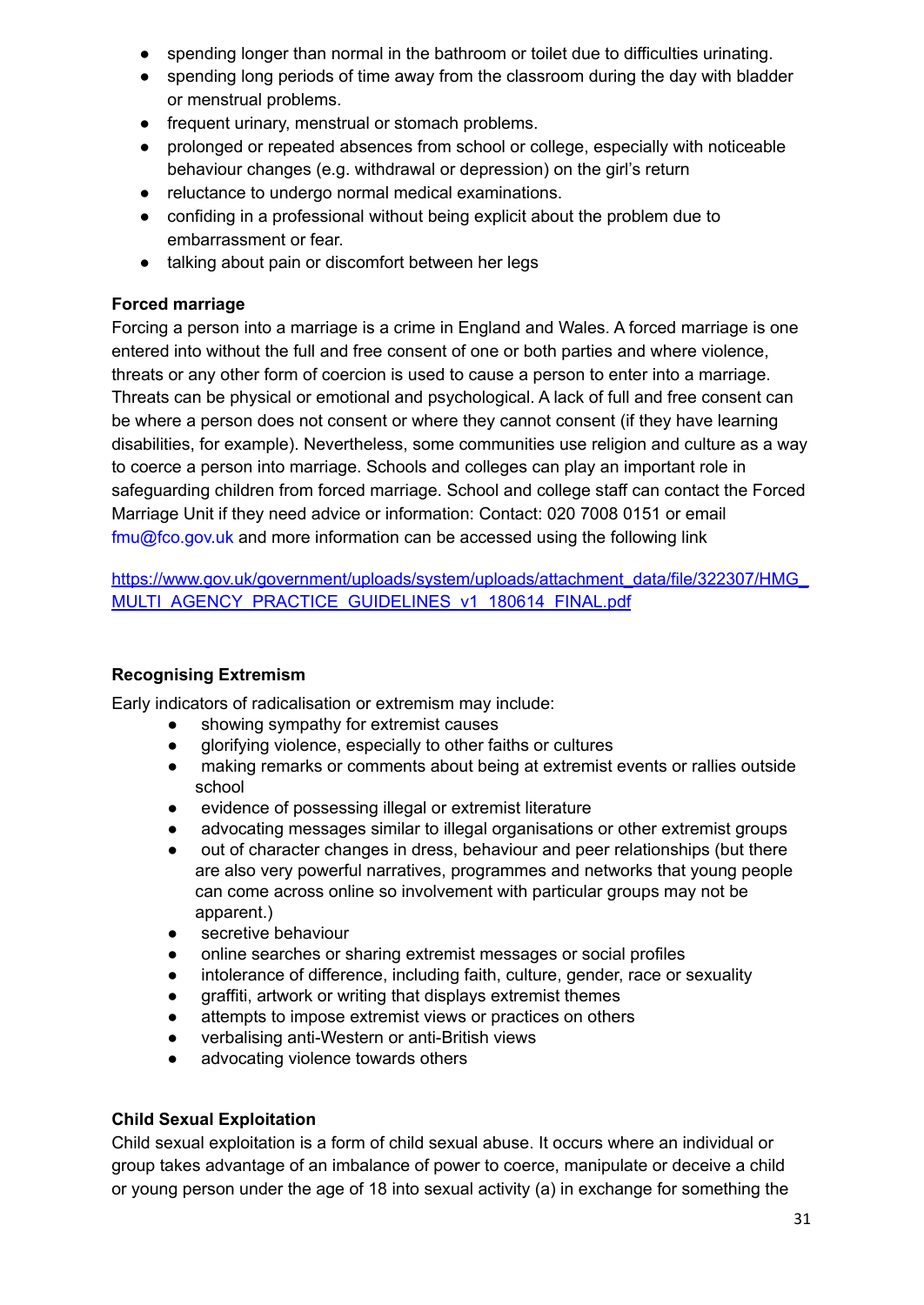- spending longer than normal in the bathroom or toilet due to difficulties urinating.
- spending long periods of time away from the classroom during the day with bladder or menstrual problems.
- frequent urinary, menstrual or stomach problems.
- prolonged or repeated absences from school or college, especially with noticeable behaviour changes (e.g. withdrawal or depression) on the girl's return
- reluctance to undergo normal medical examinations.
- confiding in a professional without being explicit about the problem due to embarrassment or fear.
- talking about pain or discomfort between her legs

**Forced marriage**

Forcing a person into a marriage is a crime in England and Wales. A forced marriage is one entered into without the full and free consent of one or both parties and where violence, threats or any other form of coercion is used to cause a person to enter into a marriage. Threats can be physical or emotional and psychological. A lack of full and free consent can be where a person does not consent or where they cannot consent (if they have learning disabilities, for example). Nevertheless, some communities use religion and culture as a way to coerce a person into marriage. Schools and colleges can play an important role in safeguarding children from forced marriage. School and college staff can contact the Forced Marriage Unit if they need advice or information: Contact: 020 7008 0151 or email fmu@fco.gov.uk and more information can be accessed using the following link

https://www.gov.uk/government/uploads/system/uploads/attachment_data/file/322307/HMG_MULTI_AGENCY_PRACTICE_GUIDELINES_v1_180614_FINAL.pdf

**Recognising Extremism**

Early indicators of radicalisation or extremism may include:

- showing sympathy for extremist causes
- glorifying violence, especially to other faiths or cultures
- making remarks or comments about being at extremist events or rallies outside school
- evidence of possessing illegal or extremist literature
- advocating messages similar to illegal organisations or other extremist groups
- out of character changes in dress, behaviour and peer relationships (but there are also very powerful narratives, programmes and networks that young people can come across online so involvement with particular groups may not be apparent.)
- secretive behaviour
- online searches or sharing extremist messages or social profiles
- intolerance of difference, including faith, culture, gender, race or sexuality
- graffiti, artwork or writing that displays extremist themes
- attempts to impose extremist views or practices on others
- verbalising anti-Western or anti-British views
- advocating violence towards others

**Child Sexual Exploitation**

Child sexual exploitation is a form of child sexual abuse. It occurs where an individual or group takes advantage of an imbalance of power to coerce, manipulate or deceive a child or young person under the age of 18 into sexual activity (a) in exchange for something the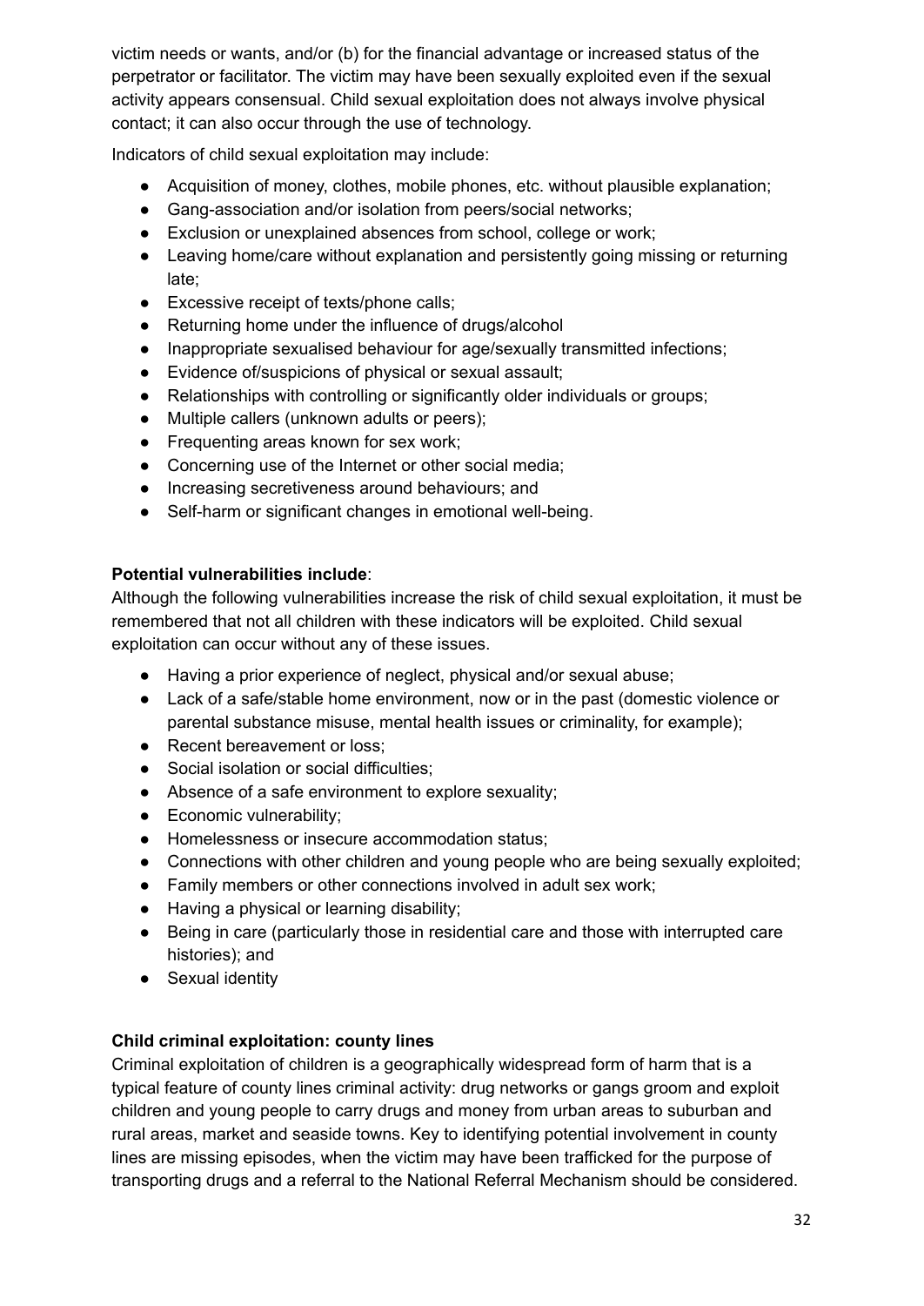victim needs or wants, and/or (b) for the financial advantage or increased status of the perpetrator or facilitator. The victim may have been sexually exploited even if the sexual activity appears consensual. Child sexual exploitation does not always involve physical contact; it can also occur through the use of technology.

Indicators of child sexual exploitation may include:

- Acquisition of money, clothes, mobile phones, etc. without plausible explanation;
- Gang-association and/or isolation from peers/social networks;
- Exclusion or unexplained absences from school, college or work;
- Leaving home/care without explanation and persistently going missing or returning late;
- Excessive receipt of texts/phone calls;
- Returning home under the influence of drugs/alcohol
- Inappropriate sexualised behaviour for age/sexually transmitted infections;
- Evidence of/suspicions of physical or sexual assault;
- Relationships with controlling or significantly older individuals or groups;
- Multiple callers (unknown adults or peers);
- Frequenting areas known for sex work;
- Concerning use of the Internet or other social media;
- Increasing secretiveness around behaviours; and
- Self-harm or significant changes in emotional well-being.

**Potential vulnerabilities include**:

Although the following vulnerabilities increase the risk of child sexual exploitation, it must be remembered that not all children with these indicators will be exploited. Child sexual exploitation can occur without any of these issues.

- Having a prior experience of neglect, physical and/or sexual abuse;
- Lack of a safe/stable home environment, now or in the past (domestic violence or parental substance misuse, mental health issues or criminality, for example);
- Recent bereavement or loss;
- Social isolation or social difficulties;
- Absence of a safe environment to explore sexuality;
- Economic vulnerability;
- Homelessness or insecure accommodation status;
- Connections with other children and young people who are being sexually exploited;
- Family members or other connections involved in adult sex work;
- Having a physical or learning disability;
- Being in care (particularly those in residential care and those with interrupted care histories); and
- Sexual identity

**Child criminal exploitation: county lines**

Criminal exploitation of children is a geographically widespread form of harm that is a typical feature of county lines criminal activity: drug networks or gangs groom and exploit children and young people to carry drugs and money from urban areas to suburban and rural areas, market and seaside towns. Key to identifying potential involvement in county lines are missing episodes, when the victim may have been trafficked for the purpose of transporting drugs and a referral to the National Referral Mechanism should be considered.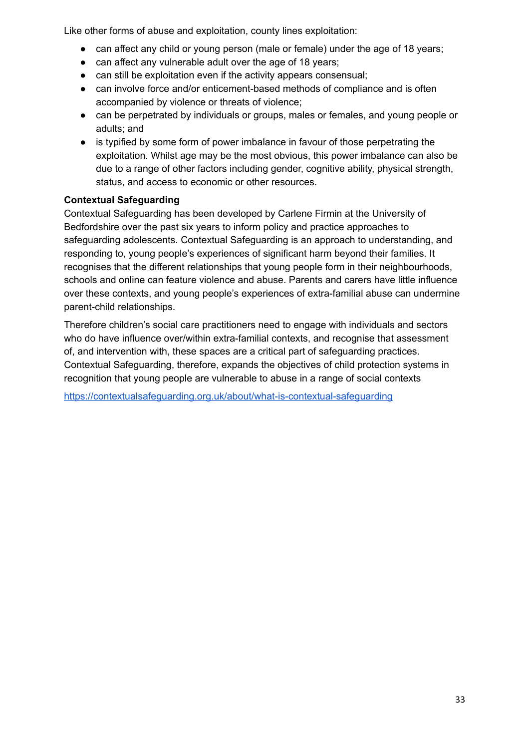Like other forms of abuse and exploitation, county lines exploitation:

- can affect any child or young person (male or female) under the age of 18 years;
- can affect any vulnerable adult over the age of 18 years;
- can still be exploitation even if the activity appears consensual;
- can involve force and/or enticement-based methods of compliance and is often accompanied by violence or threats of violence;
- can be perpetrated by individuals or groups, males or females, and young people or adults; and
- is typified by some form of power imbalance in favour of those perpetrating the exploitation. Whilst age may be the most obvious, this power imbalance can also be due to a range of other factors including gender, cognitive ability, physical strength, status, and access to economic or other resources.

**Contextual Safeguarding**

Contextual Safeguarding has been developed by Carlene Firmin at the University of Bedfordshire over the past six years to inform policy and practice approaches to safeguarding adolescents. Contextual Safeguarding is an approach to understanding, and responding to, young people's experiences of significant harm beyond their families. It recognises that the different relationships that young people form in their neighbourhoods, schools and online can feature violence and abuse. Parents and carers have little influence over these contexts, and young people's experiences of extra-familial abuse can undermine parent-child relationships.

Therefore children's social care practitioners need to engage with individuals and sectors who do have influence over/within extra-familial contexts, and recognise that assessment of, and intervention with, these spaces are a critical part of safeguarding practices. Contextual Safeguarding, therefore, expands the objectives of child protection systems in recognition that young people are vulnerable to abuse in a range of social contexts

https://contextualsafeguarding.org.uk/about/what-is-contextual-safeguarding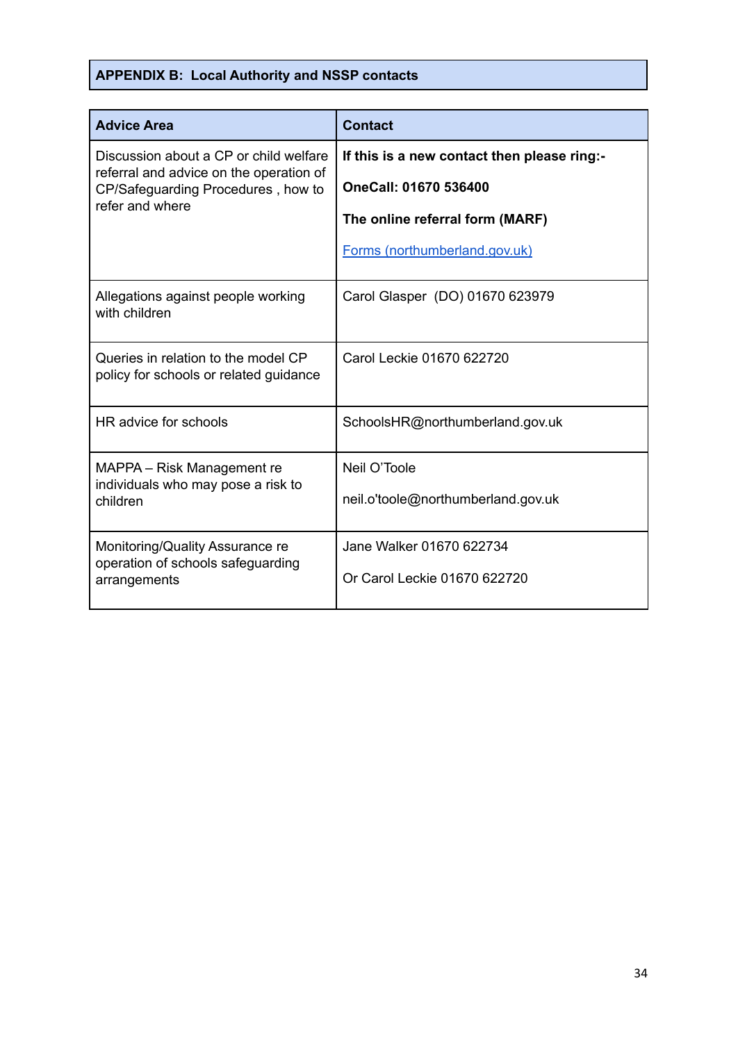## APPENDIX B:  Local Authority and NSSP contacts

| Advice Area | Contact |
| --- | --- |
| Discussion about a CP or child welfare referral and advice on the operation of CP/Safeguarding Procedures , how to refer and where | **If this is a new contact then please ring:-**<br><br>**OneCall: 01670 536400**<br><br>**The online referral form (MARF)**<br><br>[Forms (northumberland.gov.uk)](Forms (northumberland.gov.uk)) |
| Allegations against people working with children | Carol Glasper  (DO) 01670 623979 |
| Queries in relation to the model CP policy for schools or related guidance | Carol Leckie 01670 622720 |
| HR advice for schools | SchoolsHR@northumberland.gov.uk |
| MAPPA – Risk Management re individuals who may pose a risk to children | Neil O'Toole<br><br>neil.o'toole@northumberland.gov.uk |
| Monitoring/Quality Assurance re operation of schools safeguarding arrangements | Jane Walker 01670 622734<br><br>Or Carol Leckie 01670 622720 |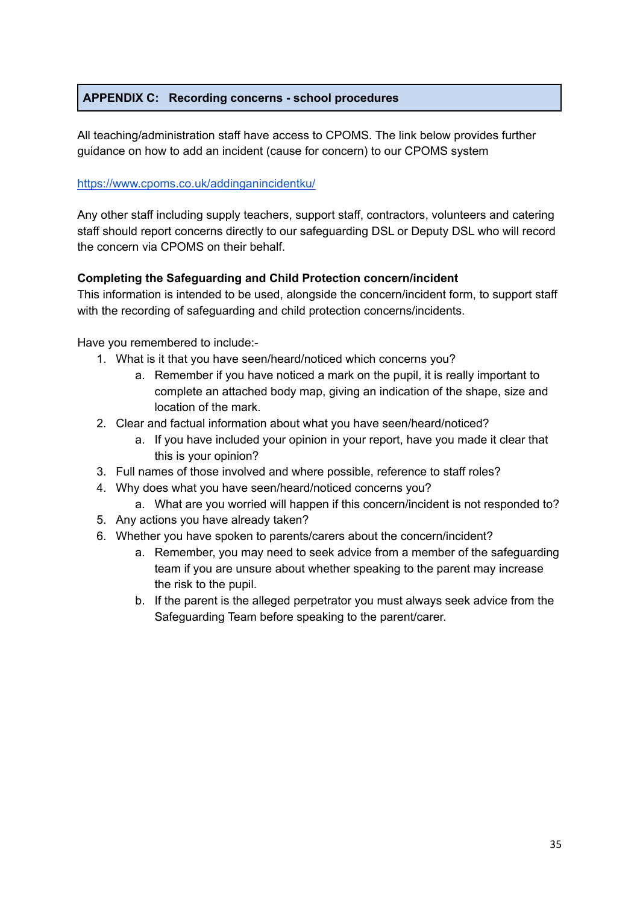## APPENDIX C: Recording concerns - school procedures

All teaching/administration staff have access to CPOMS. The link below provides further guidance on how to add an incident (cause for concern) to our CPOMS system

https://www.cpoms.co.uk/addinganincidentku/

Any other staff including supply teachers, support staff, contractors, volunteers and catering staff should report concerns directly to our safeguarding DSL or Deputy DSL who will record the concern via CPOMS on their behalf.

**Completing the Safeguarding and Child Protection concern/incident**

This information is intended to be used, alongside the concern/incident form, to support staff with the recording of safeguarding and child protection concerns/incidents.

Have you remembered to include:-

1. What is it that you have seen/heard/noticed which concerns you?
   a. Remember if you have noticed a mark on the pupil, it is really important to complete an attached body map, giving an indication of the shape, size and location of the mark.
2. Clear and factual information about what you have seen/heard/noticed?
   a. If you have included your opinion in your report, have you made it clear that this is your opinion?
3. Full names of those involved and where possible, reference to staff roles?
4. Why does what you have seen/heard/noticed concerns you?
   a. What are you worried will happen if this concern/incident is not responded to?
5. Any actions you have already taken?
6. Whether you have spoken to parents/carers about the concern/incident?
   a. Remember, you may need to seek advice from a member of the safeguarding team if you are unsure about whether speaking to the parent may increase the risk to the pupil.
   b. If the parent is the alleged perpetrator you must always seek advice from the Safeguarding Team before speaking to the parent/carer.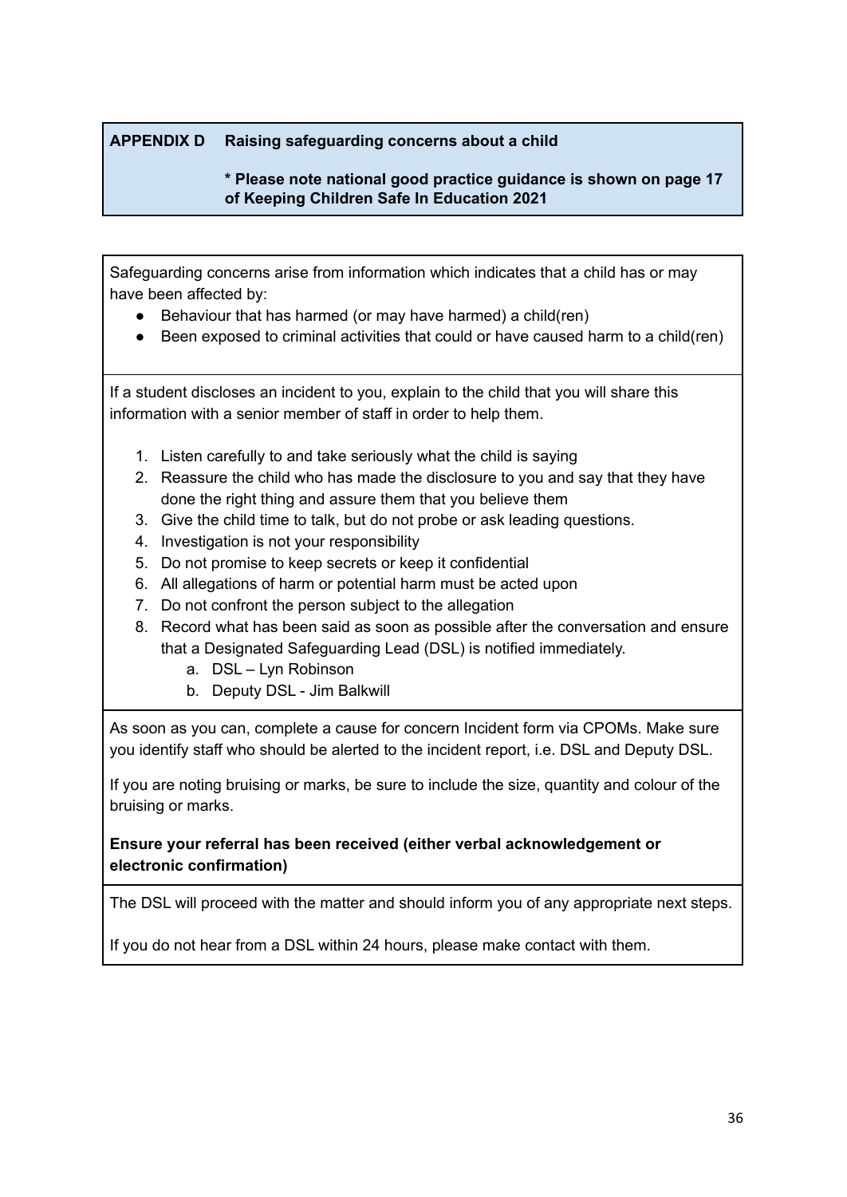## APPENDIX D Raising safeguarding concerns about a child

**\* Please note national good practice guidance is shown on page 17 of Keeping Children Safe In Education 2021**

Safeguarding concerns arise from information which indicates that a child has or may have been affected by:

- Behaviour that has harmed (or may have harmed) a child(ren)
- Been exposed to criminal activities that could or have caused harm to a child(ren)

If a student discloses an incident to you, explain to the child that you will share this information with a senior member of staff in order to help them.

1. Listen carefully to and take seriously what the child is saying
2. Reassure the child who has made the disclosure to you and say that they have done the right thing and assure them that you believe them
3. Give the child time to talk, but do not probe or ask leading questions.
4. Investigation is not your responsibility
5. Do not promise to keep secrets or keep it confidential
6. All allegations of harm or potential harm must be acted upon
7. Do not confront the person subject to the allegation
8. Record what has been said as soon as possible after the conversation and ensure that a Designated Safeguarding Lead (DSL) is notified immediately.
   a. DSL – Lyn Robinson
   b. Deputy DSL - Jim Balkwill

As soon as you can, complete a cause for concern Incident form via CPOMs. Make sure you identify staff who should be alerted to the incident report, i.e. DSL and Deputy DSL.

If you are noting bruising or marks, be sure to include the size, quantity and colour of the bruising or marks.

**Ensure your referral has been received (either verbal acknowledgement or electronic confirmation)**

The DSL will proceed with the matter and should inform you of any appropriate next steps.

If you do not hear from a DSL within 24 hours, please make contact with them.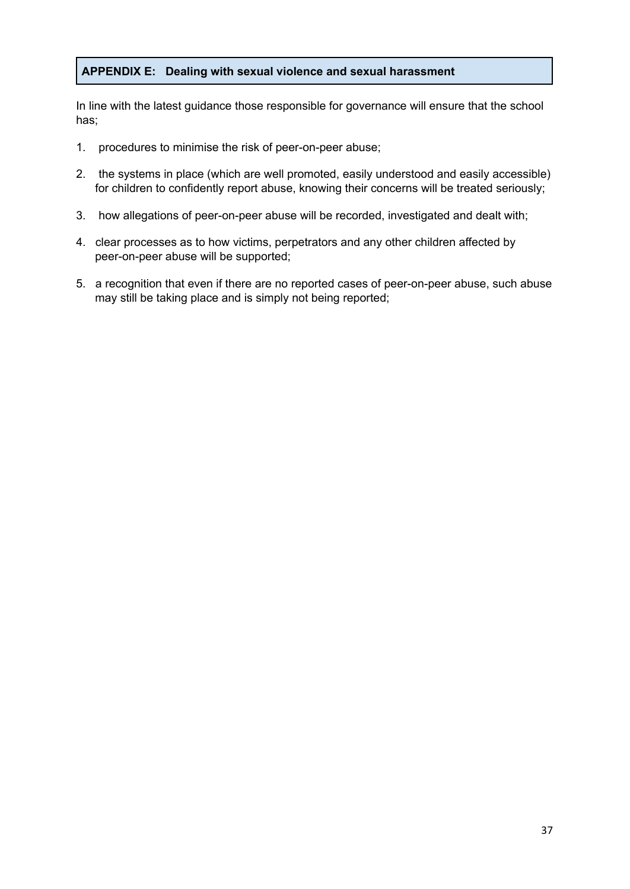## APPENDIX E: Dealing with sexual violence and sexual harassment

In line with the latest guidance those responsible for governance will ensure that the school has;

1. procedures to minimise the risk of peer-on-peer abuse;
2. the systems in place (which are well promoted, easily understood and easily accessible) for children to confidently report abuse, knowing their concerns will be treated seriously;
3. how allegations of peer-on-peer abuse will be recorded, investigated and dealt with;
4. clear processes as to how victims, perpetrators and any other children affected by peer-on-peer abuse will be supported;
5. a recognition that even if there are no reported cases of peer-on-peer abuse, such abuse may still be taking place and is simply not being reported;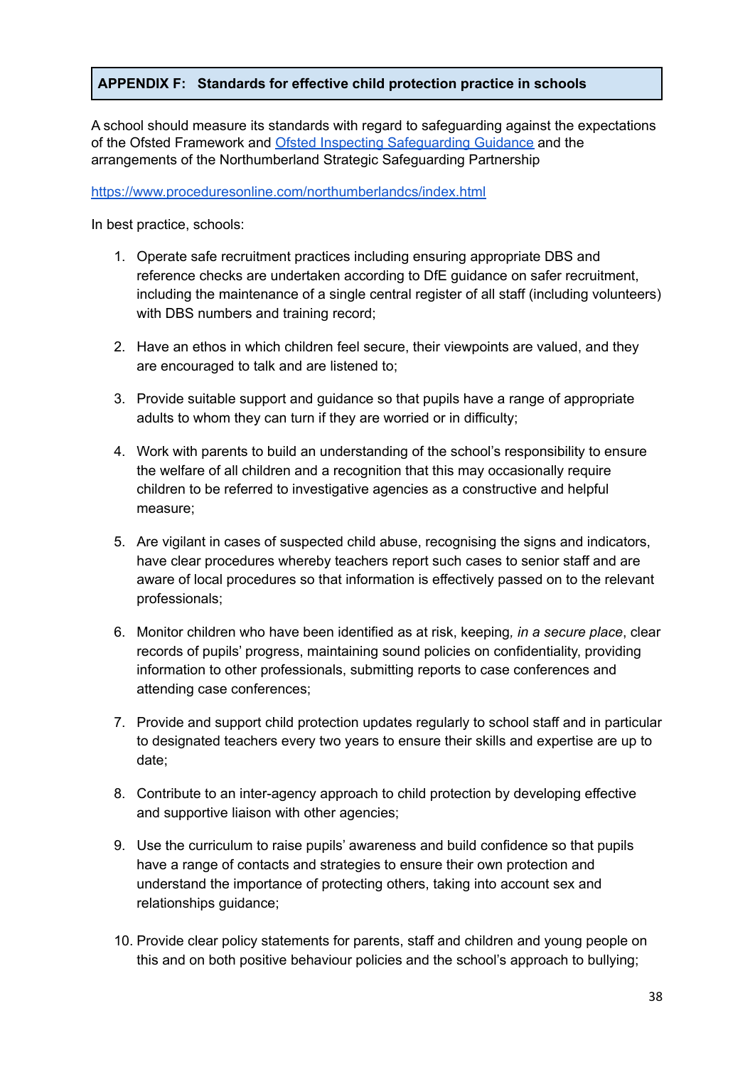## APPENDIX F: Standards for effective child protection practice in schools

A school should measure its standards with regard to safeguarding against the expectations of the Ofsted Framework and [Ofsted Inspecting Safeguarding Guidance](#) and the arrangements of the Northumberland Strategic Safeguarding Partnership

https://www.proceduresonline.com/northumberlandcs/index.html

In best practice, schools:

1. Operate safe recruitment practices including ensuring appropriate DBS and reference checks are undertaken according to DfE guidance on safer recruitment, including the maintenance of a single central register of all staff (including volunteers) with DBS numbers and training record;

2. Have an ethos in which children feel secure, their viewpoints are valued, and they are encouraged to talk and are listened to;

3. Provide suitable support and guidance so that pupils have a range of appropriate adults to whom they can turn if they are worried or in difficulty;

4. Work with parents to build an understanding of the school's responsibility to ensure the welfare of all children and a recognition that this may occasionally require children to be referred to investigative agencies as a constructive and helpful measure;

5. Are vigilant in cases of suspected child abuse, recognising the signs and indicators, have clear procedures whereby teachers report such cases to senior staff and are aware of local procedures so that information is effectively passed on to the relevant professionals;

6. Monitor children who have been identified as at risk, keeping*, in a secure place*, clear records of pupils' progress, maintaining sound policies on confidentiality, providing information to other professionals, submitting reports to case conferences and attending case conferences;

7. Provide and support child protection updates regularly to school staff and in particular to designated teachers every two years to ensure their skills and expertise are up to date;

8. Contribute to an inter-agency approach to child protection by developing effective and supportive liaison with other agencies;

9. Use the curriculum to raise pupils' awareness and build confidence so that pupils have a range of contacts and strategies to ensure their own protection and understand the importance of protecting others, taking into account sex and relationships guidance;

10. Provide clear policy statements for parents, staff and children and young people on this and on both positive behaviour policies and the school's approach to bullying;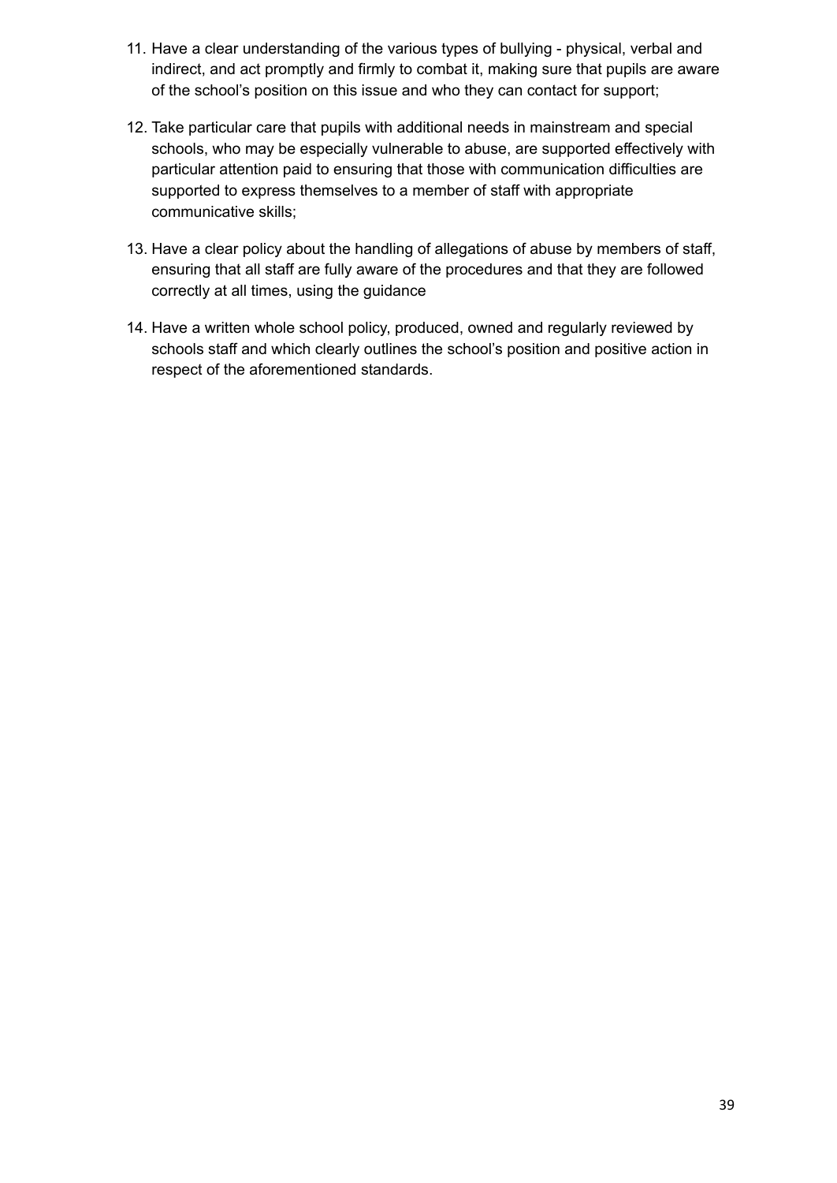11. Have a clear understanding of the various types of bullying - physical, verbal and indirect, and act promptly and firmly to combat it, making sure that pupils are aware of the school's position on this issue and who they can contact for support;

12. Take particular care that pupils with additional needs in mainstream and special schools, who may be especially vulnerable to abuse, are supported effectively with particular attention paid to ensuring that those with communication difficulties are supported to express themselves to a member of staff with appropriate communicative skills;

13. Have a clear policy about the handling of allegations of abuse by members of staff, ensuring that all staff are fully aware of the procedures and that they are followed correctly at all times, using the guidance

14. Have a written whole school policy, produced, owned and regularly reviewed by schools staff and which clearly outlines the school's position and positive action in respect of the aforementioned standards.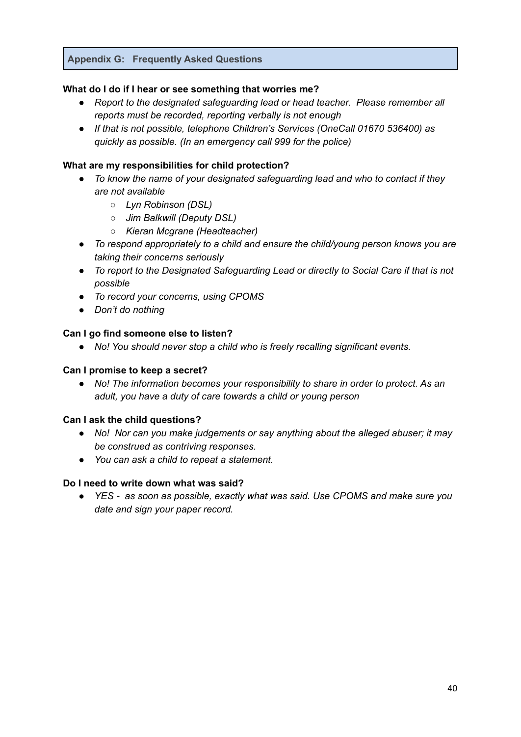## Appendix G: Frequently Asked Questions

**What do I do if I hear or see something that worries me?**

- *Report to the designated safeguarding lead or head teacher. Please remember all reports must be recorded, reporting verbally is not enough*
- *If that is not possible, telephone Children's Services (OneCall 01670 536400) as quickly as possible. (In an emergency call 999 for the police)*

**What are my responsibilities for child protection?**

- *To know the name of your designated safeguarding lead and who to contact if they are not available*
  - *Lyn Robinson (DSL)*
  - *Jim Balkwill (Deputy DSL)*
  - *Kieran Mcgrane (Headteacher)*
- *To respond appropriately to a child and ensure the child/young person knows you are taking their concerns seriously*
- *To report to the Designated Safeguarding Lead or directly to Social Care if that is not possible*
- *To record your concerns, using CPOMS*
- *Don't do nothing*

**Can I go find someone else to listen?**

- *No! You should never stop a child who is freely recalling significant events.*

**Can I promise to keep a secret?**

- *No! The information becomes your responsibility to share in order to protect. As an adult, you have a duty of care towards a child or young person*

**Can I ask the child questions?**

- *No! Nor can you make judgements or say anything about the alleged abuser; it may be construed as contriving responses.*
- *You can ask a child to repeat a statement.*

**Do I need to write down what was said?**

- *YES - as soon as possible, exactly what was said. Use CPOMS and make sure you date and sign your paper record.*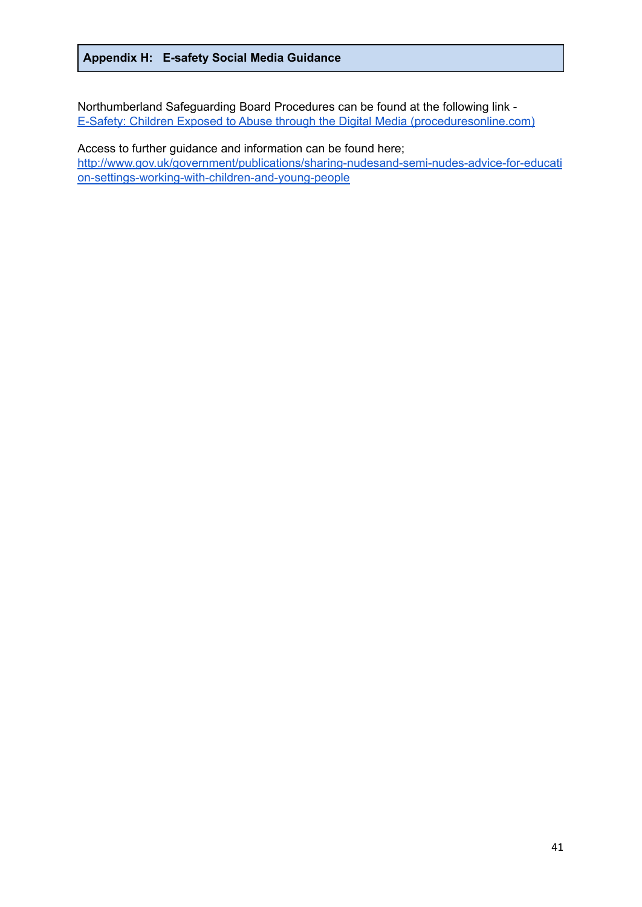## Appendix H: E-safety Social Media Guidance

Northumberland Safeguarding Board Procedures can be found at the following link - [E-Safety: Children Exposed to Abuse through the Digital Media (proceduresonline.com)](proceduresonline.com)

Access to further guidance and information can be found here;
[http://www.gov.uk/government/publications/sharing-nudesand-semi-nudes-advice-for-education-settings-working-with-children-and-young-people](http://www.gov.uk/government/publications/sharing-nudesand-semi-nudes-advice-for-education-settings-working-with-children-and-young-people)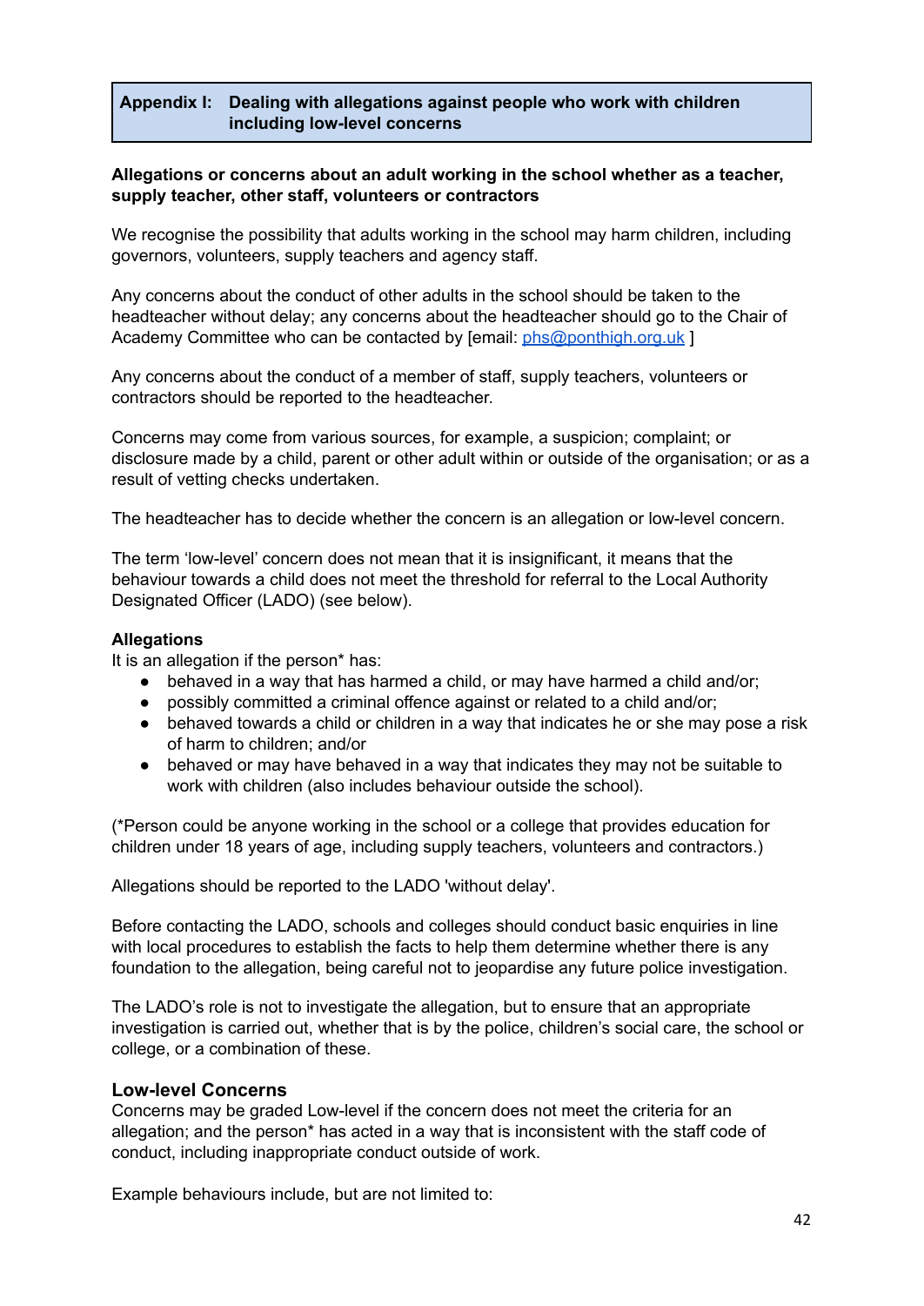## Appendix I: Dealing with allegations against people who work with children including low-level concerns

**Allegations or concerns about an adult working in the school whether as a teacher, supply teacher, other staff, volunteers or contractors**

We recognise the possibility that adults working in the school may harm children, including governors, volunteers, supply teachers and agency staff.

Any concerns about the conduct of other adults in the school should be taken to the headteacher without delay; any concerns about the headteacher should go to the Chair of Academy Committee who can be contacted by [email: phs@ponthigh.org.uk ]

Any concerns about the conduct of a member of staff, supply teachers, volunteers or contractors should be reported to the headteacher.

Concerns may come from various sources, for example, a suspicion; complaint; or disclosure made by a child, parent or other adult within or outside of the organisation; or as a result of vetting checks undertaken.

The headteacher has to decide whether the concern is an allegation or low-level concern.

The term 'low-level' concern does not mean that it is insignificant, it means that the behaviour towards a child does not meet the threshold for referral to the Local Authority Designated Officer (LADO) (see below).

**Allegations**

It is an allegation if the person* has:

- behaved in a way that has harmed a child, or may have harmed a child and/or;
- possibly committed a criminal offence against or related to a child and/or;
- behaved towards a child or children in a way that indicates he or she may pose a risk of harm to children; and/or
- behaved or may have behaved in a way that indicates they may not be suitable to work with children (also includes behaviour outside the school).

(*Person could be anyone working in the school or a college that provides education for children under 18 years of age, including supply teachers, volunteers and contractors.)

Allegations should be reported to the LADO 'without delay'.

Before contacting the LADO, schools and colleges should conduct basic enquiries in line with local procedures to establish the facts to help them determine whether there is any foundation to the allegation, being careful not to jeopardise any future police investigation.

The LADO's role is not to investigate the allegation, but to ensure that an appropriate investigation is carried out, whether that is by the police, children's social care, the school or college, or a combination of these.

### Low-level Concerns

Concerns may be graded Low-level if the concern does not meet the criteria for an allegation; and the person* has acted in a way that is inconsistent with the staff code of conduct, including inappropriate conduct outside of work.

Example behaviours include, but are not limited to: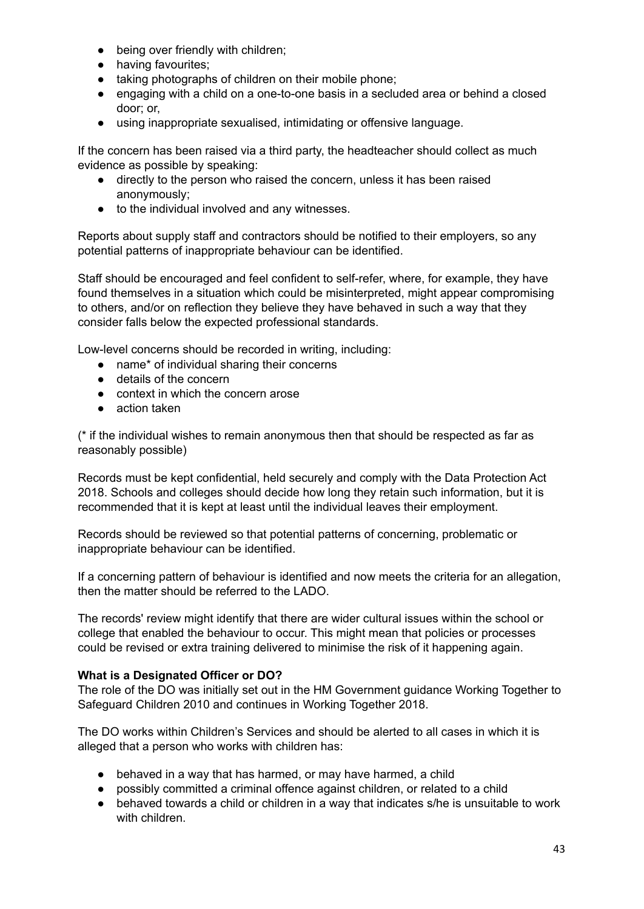- being over friendly with children;
- having favourites;
- taking photographs of children on their mobile phone;
- engaging with a child on a one-to-one basis in a secluded area or behind a closed door; or,
- using inappropriate sexualised, intimidating or offensive language.

If the concern has been raised via a third party, the headteacher should collect as much evidence as possible by speaking:

- directly to the person who raised the concern, unless it has been raised anonymously;
- to the individual involved and any witnesses.

Reports about supply staff and contractors should be notified to their employers, so any potential patterns of inappropriate behaviour can be identified.

Staff should be encouraged and feel confident to self-refer, where, for example, they have found themselves in a situation which could be misinterpreted, might appear compromising to others, and/or on reflection they believe they have behaved in such a way that they consider falls below the expected professional standards.

Low-level concerns should be recorded in writing, including:

- name* of individual sharing their concerns
- details of the concern
- context in which the concern arose
- action taken

(* if the individual wishes to remain anonymous then that should be respected as far as reasonably possible)

Records must be kept confidential, held securely and comply with the Data Protection Act 2018. Schools and colleges should decide how long they retain such information, but it is recommended that it is kept at least until the individual leaves their employment.

Records should be reviewed so that potential patterns of concerning, problematic or inappropriate behaviour can be identified.

If a concerning pattern of behaviour is identified and now meets the criteria for an allegation, then the matter should be referred to the LADO.

The records' review might identify that there are wider cultural issues within the school or college that enabled the behaviour to occur. This might mean that policies or processes could be revised or extra training delivered to minimise the risk of it happening again.

**What is a Designated Officer or DO?**

The role of the DO was initially set out in the HM Government guidance Working Together to Safeguard Children 2010 and continues in Working Together 2018.

The DO works within Children's Services and should be alerted to all cases in which it is alleged that a person who works with children has:

- behaved in a way that has harmed, or may have harmed, a child
- possibly committed a criminal offence against children, or related to a child
- behaved towards a child or children in a way that indicates s/he is unsuitable to work with children.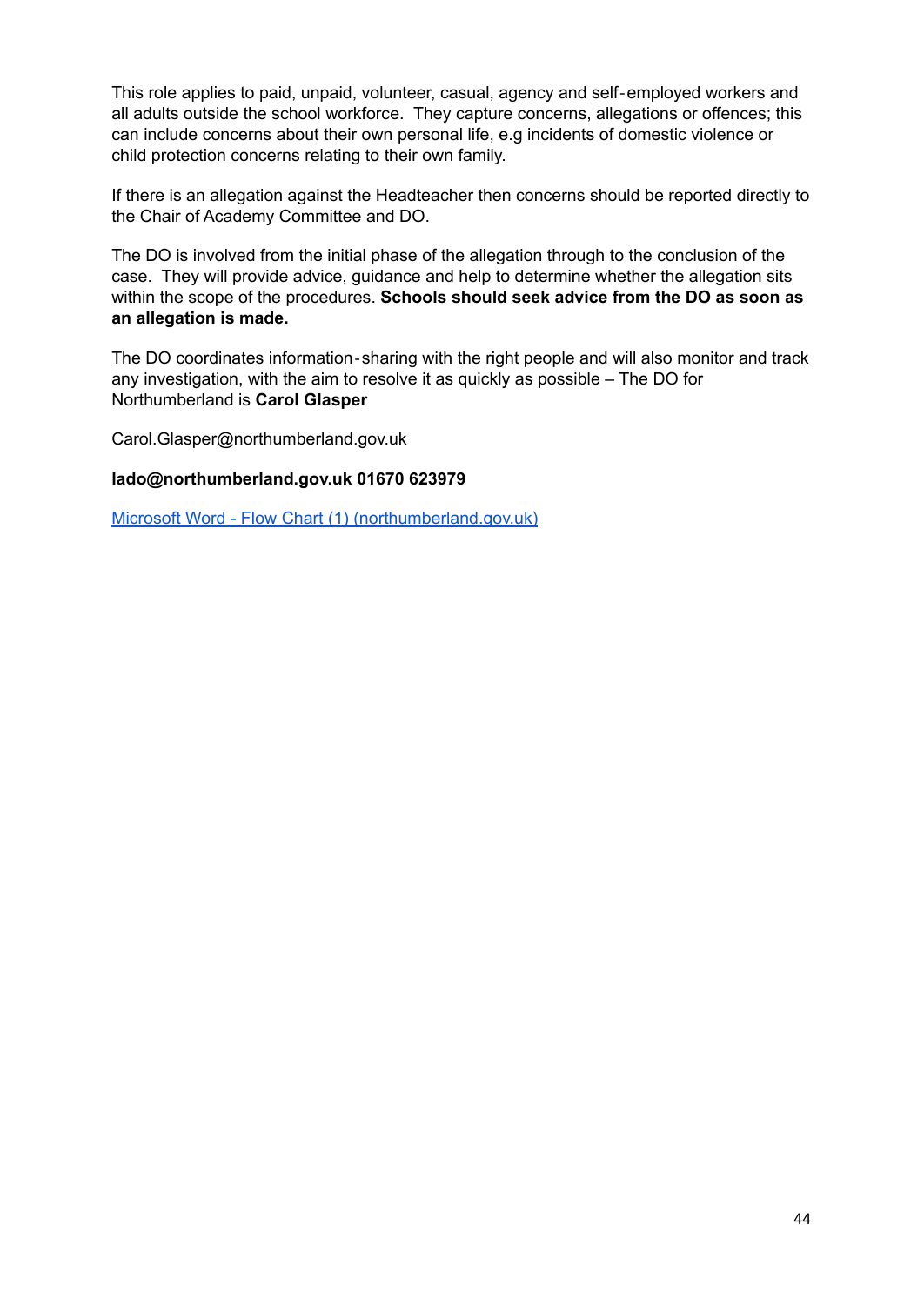This role applies to paid, unpaid, volunteer, casual, agency and self-employed workers and all adults outside the school workforce. They capture concerns, allegations or offences; this can include concerns about their own personal life, e.g incidents of domestic violence or child protection concerns relating to their own family.

If there is an allegation against the Headteacher then concerns should be reported directly to the Chair of Academy Committee and DO.

The DO is involved from the initial phase of the allegation through to the conclusion of the case. They will provide advice, guidance and help to determine whether the allegation sits within the scope of the procedures. **Schools should seek advice from the DO as soon as an allegation is made.**

The DO coordinates information-sharing with the right people and will also monitor and track any investigation, with the aim to resolve it as quickly as possible – The DO for Northumberland is **Carol Glasper**

Carol.Glasper@northumberland.gov.uk

**lado@northumberland.gov.uk 01670 623979**

[Microsoft Word - Flow Chart (1) (northumberland.gov.uk)]()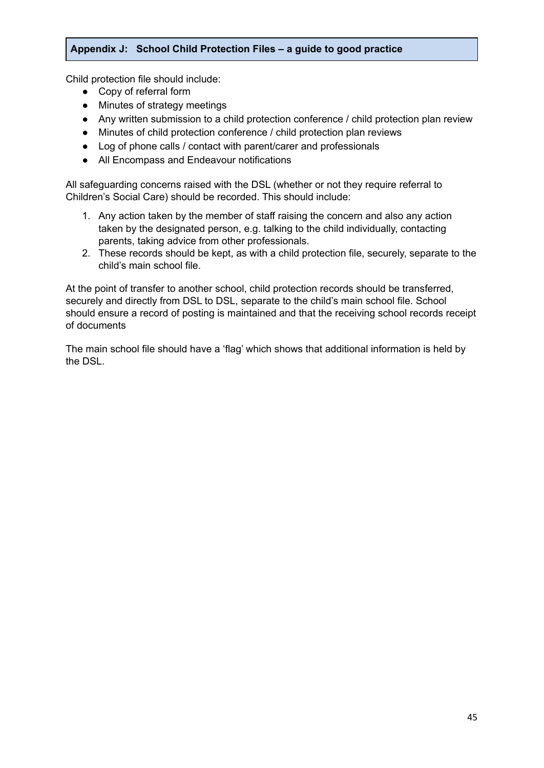## Appendix J: School Child Protection Files – a guide to good practice

Child protection file should include:

- Copy of referral form
- Minutes of strategy meetings
- Any written submission to a child protection conference / child protection plan review
- Minutes of child protection conference / child protection plan reviews
- Log of phone calls / contact with parent/carer and professionals
- All Encompass and Endeavour notifications

All safeguarding concerns raised with the DSL (whether or not they require referral to Children's Social Care) should be recorded. This should include:

1. Any action taken by the member of staff raising the concern and also any action taken by the designated person, e.g. talking to the child individually, contacting parents, taking advice from other professionals.
2. These records should be kept, as with a child protection file, securely, separate to the child's main school file.

At the point of transfer to another school, child protection records should be transferred, securely and directly from DSL to DSL, separate to the child's main school file. School should ensure a record of posting is maintained and that the receiving school records receipt of documents

The main school file should have a 'flag' which shows that additional information is held by the DSL.